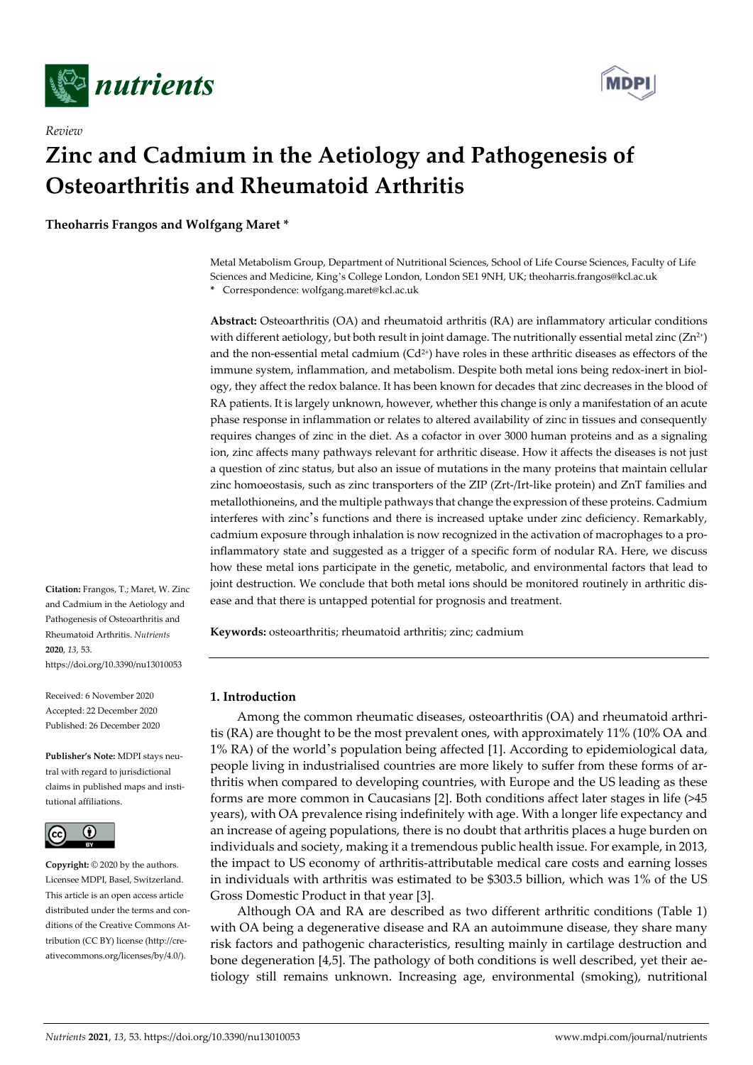*Review*

# Zinc and Cadmium in the Aetiology and Pathogenesis of Osteoarthritis and Rheumatoid Arthritis

**Theoharris Frangos and Wolfgang Maret ***

Metal Metabolism Group, Department of Nutritional Sciences, School of Life Course Sciences, Faculty of Life Sciences and Medicine, King's College London, London SE1 9NH, UK; theoharris.frangos@kcl.ac.uk
* Correspondence: wolfgang.maret@kcl.ac.uk

**Abstract:** Osteoarthritis (OA) and rheumatoid arthritis (RA) are inflammatory articular conditions with different aetiology, but both result in joint damage. The nutritionally essential metal zinc ($Zn^{2+}$) and the non-essential metal cadmium ($Cd^{2+}$) have roles in these arthritic diseases as effectors of the immune system, inflammation, and metabolism. Despite both metal ions being redox-inert in biology, they affect the redox balance. It has been known for decades that zinc decreases in the blood of RA patients. It is largely unknown, however, whether this change is only a manifestation of an acute phase response in inflammation or relates to altered availability of zinc in tissues and consequently requires changes of zinc in the diet. As a cofactor in over 3000 human proteins and as a signaling ion, zinc affects many pathways relevant for arthritic disease. How it affects the diseases is not just a question of zinc status, but also an issue of mutations in the many proteins that maintain cellular zinc homoeostasis, such as zinc transporters of the ZIP (Zrt-/Irt-like protein) and ZnT families and metallothioneins, and the multiple pathways that change the expression of these proteins. Cadmium interferes with zinc's functions and there is increased uptake under zinc deficiency. Remarkably, cadmium exposure through inhalation is now recognized in the activation of macrophages to a pro-inflammatory state and suggested as a trigger of a specific form of nodular RA. Here, we discuss how these metal ions participate in the genetic, metabolic, and environmental factors that lead to joint destruction. We conclude that both metal ions should be monitored routinely in arthritic disease and that there is untapped potential for prognosis and treatment.

**Keywords:** osteoarthritis; rheumatoid arthritis; zinc; cadmium

**Citation:** Frangos, T.; Maret, W. Zinc and Cadmium in the Aetiology and Pathogenesis of Osteoarthritis and Rheumatoid Arthritis. *Nutrients* **2020**, *13*, 53. https://doi.org/10.3390/nu13010053

Received: 6 November 2020
Accepted: 22 December 2020
Published: 26 December 2020

**Publisher's Note:** MDPI stays neutral with regard to jurisdictional claims in published maps and institutional affiliations.

**Copyright:** © 2020 by the authors. Licensee MDPI, Basel, Switzerland. This article is an open access article distributed under the terms and conditions of the Creative Commons Attribution (CC BY) license (http://creativecommons.org/licenses/by/4.0/).

## 1. Introduction

Among the common rheumatic diseases, osteoarthritis (OA) and rheumatoid arthritis (RA) are thought to be the most prevalent ones, with approximately 11% (10% OA and 1% RA) of the world's population being affected [1]. According to epidemiological data, people living in industrialised countries are more likely to suffer from these forms of arthritis when compared to developing countries, with Europe and the US leading as these forms are more common in Caucasians [2]. Both conditions affect later stages in life (>45 years), with OA prevalence rising indefinitely with age. With a longer life expectancy and an increase of ageing populations, there is no doubt that arthritis places a huge burden on individuals and society, making it a tremendous public health issue. For example, in 2013, the impact to US economy of arthritis-attributable medical care costs and earning losses in individuals with arthritis was estimated to be $303.5 billion, which was 1% of the US Gross Domestic Product in that year [3].

Although OA and RA are described as two different arthritic conditions (Table 1) with OA being a degenerative disease and RA an autoimmune disease, they share many risk factors and pathogenic characteristics, resulting mainly in cartilage destruction and bone degeneration [4,5]. The pathology of both conditions is well described, yet their aetiology still remains unknown. Increasing age, environmental (smoking), nutritional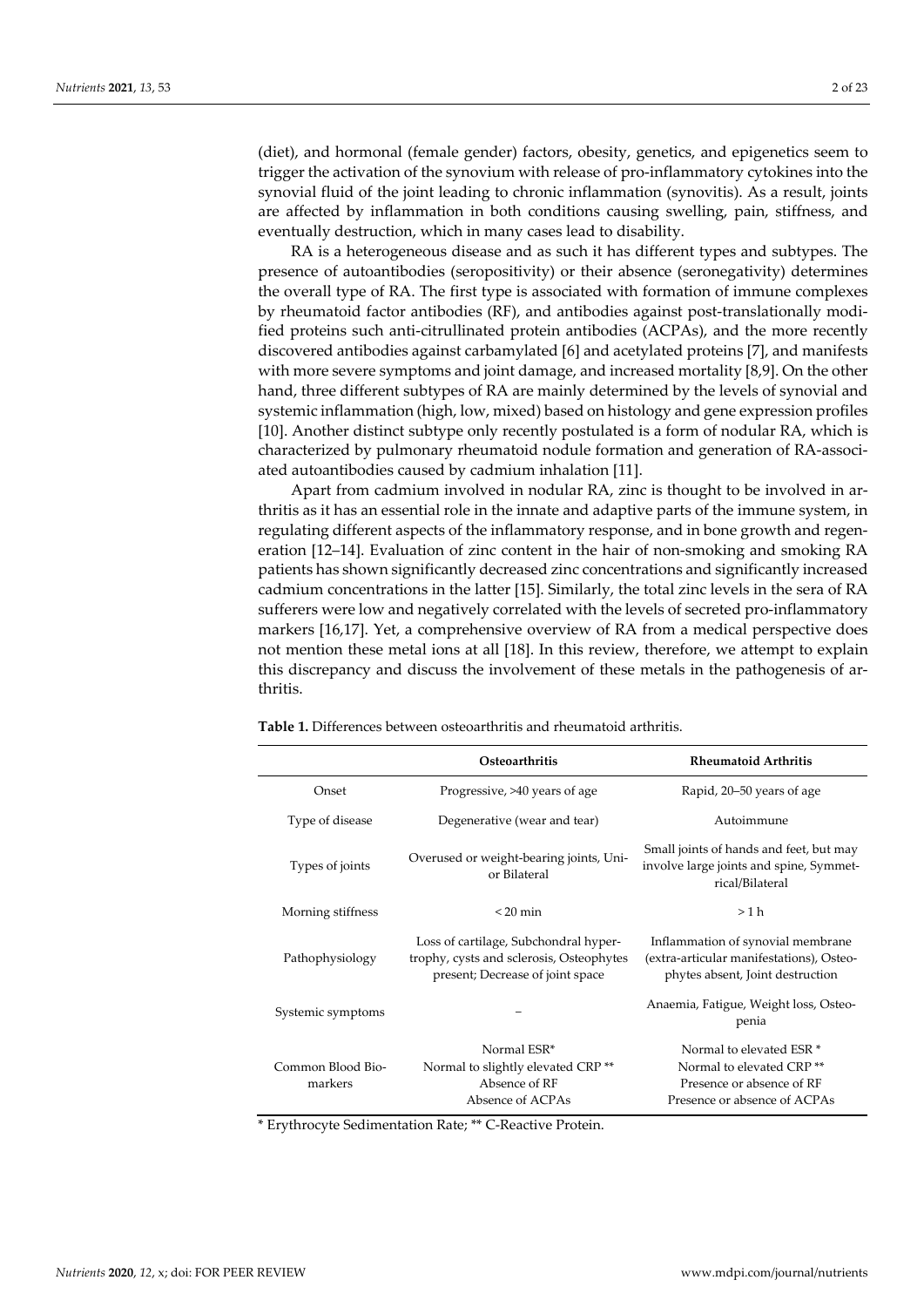(diet), and hormonal (female gender) factors, obesity, genetics, and epigenetics seem to trigger the activation of the synovium with release of pro-inflammatory cytokines into the synovial fluid of the joint leading to chronic inflammation (synovitis). As a result, joints are affected by inflammation in both conditions causing swelling, pain, stiffness, and eventually destruction, which in many cases lead to disability.

RA is a heterogeneous disease and as such it has different types and subtypes. The presence of autoantibodies (seropositivity) or their absence (seronegativity) determines the overall type of RA. The first type is associated with formation of immune complexes by rheumatoid factor antibodies (RF), and antibodies against post-translationally modified proteins such anti-citrullinated protein antibodies (ACPAs), and the more recently discovered antibodies against carbamylated [6] and acetylated proteins [7], and manifests with more severe symptoms and joint damage, and increased mortality [8,9]. On the other hand, three different subtypes of RA are mainly determined by the levels of synovial and systemic inflammation (high, low, mixed) based on histology and gene expression profiles [10]. Another distinct subtype only recently postulated is a form of nodular RA, which is characterized by pulmonary rheumatoid nodule formation and generation of RA-associated autoantibodies caused by cadmium inhalation [11].

Apart from cadmium involved in nodular RA, zinc is thought to be involved in arthritis as it has an essential role in the innate and adaptive parts of the immune system, in regulating different aspects of the inflammatory response, and in bone growth and regeneration [12–14]. Evaluation of zinc content in the hair of non-smoking and smoking RA patients has shown significantly decreased zinc concentrations and significantly increased cadmium concentrations in the latter [15]. Similarly, the total zinc levels in the sera of RA sufferers were low and negatively correlated with the levels of secreted pro-inflammatory markers [16,17]. Yet, a comprehensive overview of RA from a medical perspective does not mention these metal ions at all [18]. In this review, therefore, we attempt to explain this discrepancy and discuss the involvement of these metals in the pathogenesis of arthritis.

**Table 1.** Differences between osteoarthritis and rheumatoid arthritis.

| | Osteoarthritis | Rheumatoid Arthritis |
|---|---|---|
| Onset | Progressive, >40 years of age | Rapid, 20–50 years of age |
| Type of disease | Degenerative (wear and tear) | Autoimmune |
| Types of joints | Overused or weight-bearing joints, Uni- or Bilateral | Small joints of hands and feet, but may involve large joints and spine, Symmetrical/Bilateral |
| Morning stiffness | < 20 min | > 1 h |
| Pathophysiology | Loss of cartilage, Subchondral hypertrophy, cysts and sclerosis, Osteophytes present; Decrease of joint space | Inflammation of synovial membrane (extra-articular manifestations), Osteophytes absent, Joint destruction |
| Systemic symptoms | – | Anaemia, Fatigue, Weight loss, Osteopenia |
| Common Blood Biomarkers | Normal ESR* Normal to slightly elevated CRP ** Absence of RF Absence of ACPAs | Normal to elevated ESR * Normal to elevated CRP ** Presence or absence of RF Presence or absence of ACPAs |

* Erythrocyte Sedimentation Rate; ** C-Reactive Protein.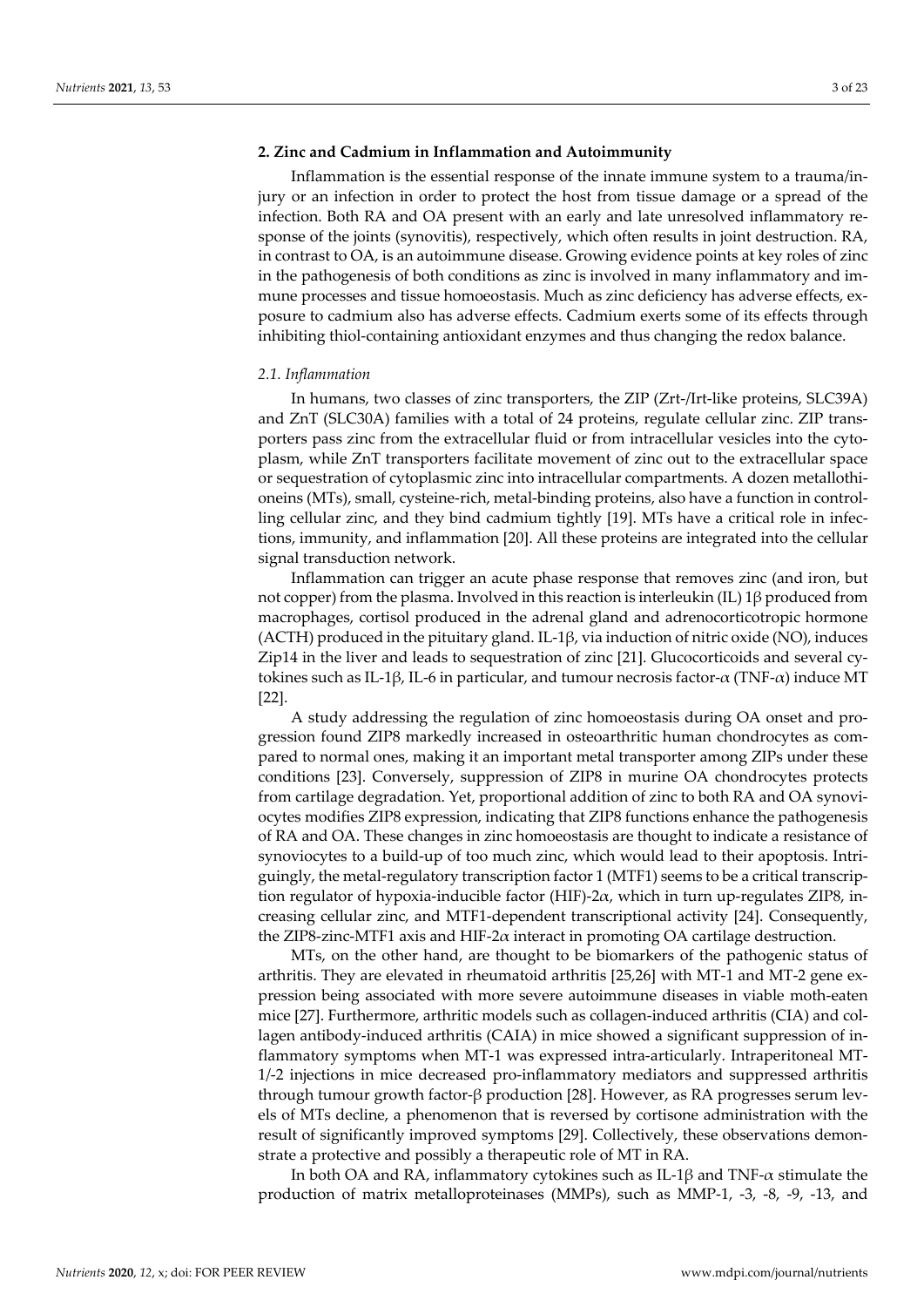## 2. Zinc and Cadmium in Inflammation and Autoimmunity

Inflammation is the essential response of the innate immune system to a trauma/injury or an infection in order to protect the host from tissue damage or a spread of the infection. Both RA and OA present with an early and late unresolved inflammatory response of the joints (synovitis), respectively, which often results in joint destruction. RA, in contrast to OA, is an autoimmune disease. Growing evidence points at key roles of zinc in the pathogenesis of both conditions as zinc is involved in many inflammatory and immune processes and tissue homoeostasis. Much as zinc deficiency has adverse effects, exposure to cadmium also has adverse effects. Cadmium exerts some of its effects through inhibiting thiol-containing antioxidant enzymes and thus changing the redox balance.

### *2.1. Inflammation*

In humans, two classes of zinc transporters, the ZIP (Zrt-/Irt-like proteins, SLC39A) and ZnT (SLC30A) families with a total of 24 proteins, regulate cellular zinc. ZIP transporters pass zinc from the extracellular fluid or from intracellular vesicles into the cytoplasm, while ZnT transporters facilitate movement of zinc out to the extracellular space or sequestration of cytoplasmic zinc into intracellular compartments. A dozen metallothioneins (MTs), small, cysteine-rich, metal-binding proteins, also have a function in controlling cellular zinc, and they bind cadmium tightly [19]. MTs have a critical role in infections, immunity, and inflammation [20]. All these proteins are integrated into the cellular signal transduction network.

Inflammation can trigger an acute phase response that removes zinc (and iron, but not copper) from the plasma. Involved in this reaction is interleukin (IL) 1β produced from macrophages, cortisol produced in the adrenal gland and adrenocorticotropic hormone (ACTH) produced in the pituitary gland. IL-1β, via induction of nitric oxide (NO), induces Zip14 in the liver and leads to sequestration of zinc [21]. Glucocorticoids and several cytokines such as IL-1β, IL-6 in particular, and tumour necrosis factor-α (TNF-α) induce MT [22].

A study addressing the regulation of zinc homoeostasis during OA onset and progression found ZIP8 markedly increased in osteoarthritic human chondrocytes as compared to normal ones, making it an important metal transporter among ZIPs under these conditions [23]. Conversely, suppression of ZIP8 in murine OA chondrocytes protects from cartilage degradation. Yet, proportional addition of zinc to both RA and OA synoviocytes modifies ZIP8 expression, indicating that ZIP8 functions enhance the pathogenesis of RA and OA. These changes in zinc homoeostasis are thought to indicate a resistance of synoviocytes to a build-up of too much zinc, which would lead to their apoptosis. Intriguingly, the metal-regulatory transcription factor 1 (MTF1) seems to be a critical transcription regulator of hypoxia-inducible factor (HIF)-2α, which in turn up-regulates ZIP8, increasing cellular zinc, and MTF1-dependent transcriptional activity [24]. Consequently, the ZIP8-zinc-MTF1 axis and HIF-2α interact in promoting OA cartilage destruction.

MTs, on the other hand, are thought to be biomarkers of the pathogenic status of arthritis. They are elevated in rheumatoid arthritis [25,26] with MT-1 and MT-2 gene expression being associated with more severe autoimmune diseases in viable moth-eaten mice [27]. Furthermore, arthritic models such as collagen-induced arthritis (CIA) and collagen antibody-induced arthritis (CAIA) in mice showed a significant suppression of inflammatory symptoms when MT-1 was expressed intra-articularly. Intraperitoneal MT-1/-2 injections in mice decreased pro-inflammatory mediators and suppressed arthritis through tumour growth factor-β production [28]. However, as RA progresses serum levels of MTs decline, a phenomenon that is reversed by cortisone administration with the result of significantly improved symptoms [29]. Collectively, these observations demonstrate a protective and possibly a therapeutic role of MT in RA.

In both OA and RA, inflammatory cytokines such as IL-1β and TNF-α stimulate the production of matrix metalloproteinases (MMPs), such as MMP-1, -3, -8, -9, -13, and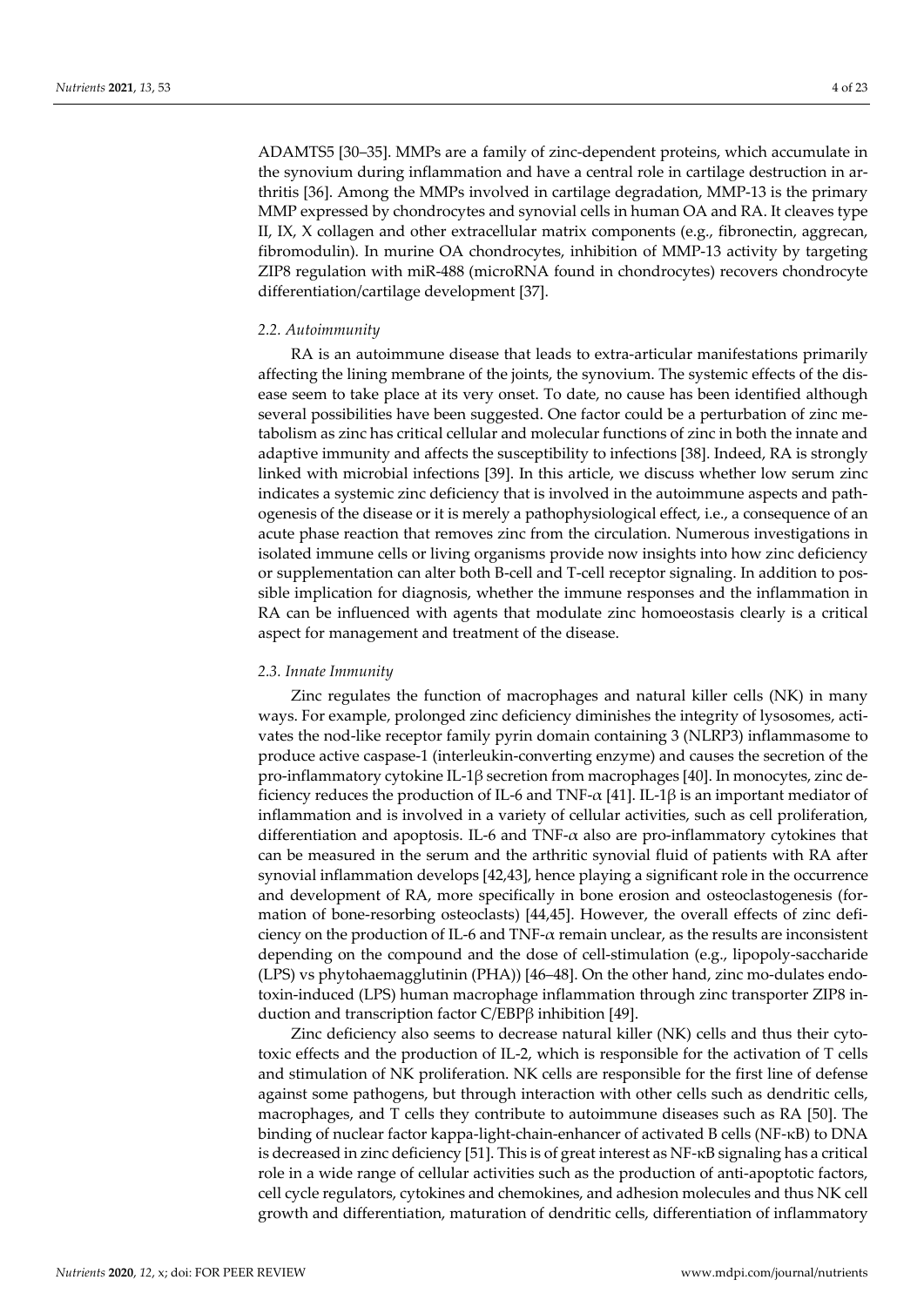ADAMTS5 [30–35]. MMPs are a family of zinc-dependent proteins, which accumulate in the synovium during inflammation and have a central role in cartilage destruction in arthritis [36]. Among the MMPs involved in cartilage degradation, MMP-13 is the primary MMP expressed by chondrocytes and synovial cells in human OA and RA. It cleaves type II, IX, X collagen and other extracellular matrix components (e.g., fibronectin, aggrecan, fibromodulin). In murine OA chondrocytes, inhibition of MMP-13 activity by targeting ZIP8 regulation with miR-488 (microRNA found in chondrocytes) recovers chondrocyte differentiation/cartilage development [37].

### 2.2. Autoimmunity

RA is an autoimmune disease that leads to extra-articular manifestations primarily affecting the lining membrane of the joints, the synovium. The systemic effects of the disease seem to take place at its very onset. To date, no cause has been identified although several possibilities have been suggested. One factor could be a perturbation of zinc metabolism as zinc has critical cellular and molecular functions of zinc in both the innate and adaptive immunity and affects the susceptibility to infections [38]. Indeed, RA is strongly linked with microbial infections [39]. In this article, we discuss whether low serum zinc indicates a systemic zinc deficiency that is involved in the autoimmune aspects and pathogenesis of the disease or it is merely a pathophysiological effect, i.e., a consequence of an acute phase reaction that removes zinc from the circulation. Numerous investigations in isolated immune cells or living organisms provide now insights into how zinc deficiency or supplementation can alter both B-cell and T-cell receptor signaling. In addition to possible implication for diagnosis, whether the immune responses and the inflammation in RA can be influenced with agents that modulate zinc homoeostasis clearly is a critical aspect for management and treatment of the disease.

### 2.3. Innate Immunity

Zinc regulates the function of macrophages and natural killer cells (NK) in many ways. For example, prolonged zinc deficiency diminishes the integrity of lysosomes, activates the nod-like receptor family pyrin domain containing 3 (NLRP3) inflammasome to produce active caspase-1 (interleukin-converting enzyme) and causes the secretion of the pro-inflammatory cytokine IL-1β secretion from macrophages [40]. In monocytes, zinc deficiency reduces the production of IL-6 and TNF-α [41]. IL-1β is an important mediator of inflammation and is involved in a variety of cellular activities, such as cell proliferation, differentiation and apoptosis. IL-6 and TNF-α also are pro-inflammatory cytokines that can be measured in the serum and the arthritic synovial fluid of patients with RA after synovial inflammation develops [42,43], hence playing a significant role in the occurrence and development of RA, more specifically in bone erosion and osteoclastogenesis (formation of bone-resorbing osteoclasts) [44,45]. However, the overall effects of zinc deficiency on the production of IL-6 and TNF-α remain unclear, as the results are inconsistent depending on the compound and the dose of cell-stimulation (e.g., lipopoly-saccharide (LPS) vs phytohaemagglutinin (PHA)) [46–48]. On the other hand, zinc mo-dulates endotoxin-induced (LPS) human macrophage inflammation through zinc transporter ZIP8 induction and transcription factor C/EBPβ inhibition [49].

Zinc deficiency also seems to decrease natural killer (NK) cells and thus their cytotoxic effects and the production of IL-2, which is responsible for the activation of T cells and stimulation of NK proliferation. NK cells are responsible for the first line of defense against some pathogens, but through interaction with other cells such as dendritic cells, macrophages, and T cells they contribute to autoimmune diseases such as RA [50]. The binding of nuclear factor kappa-light-chain-enhancer of activated B cells (NF-κB) to DNA is decreased in zinc deficiency [51]. This is of great interest as NF-κB signaling has a critical role in a wide range of cellular activities such as the production of anti-apoptotic factors, cell cycle regulators, cytokines and chemokines, and adhesion molecules and thus NK cell growth and differentiation, maturation of dendritic cells, differentiation of inflammatory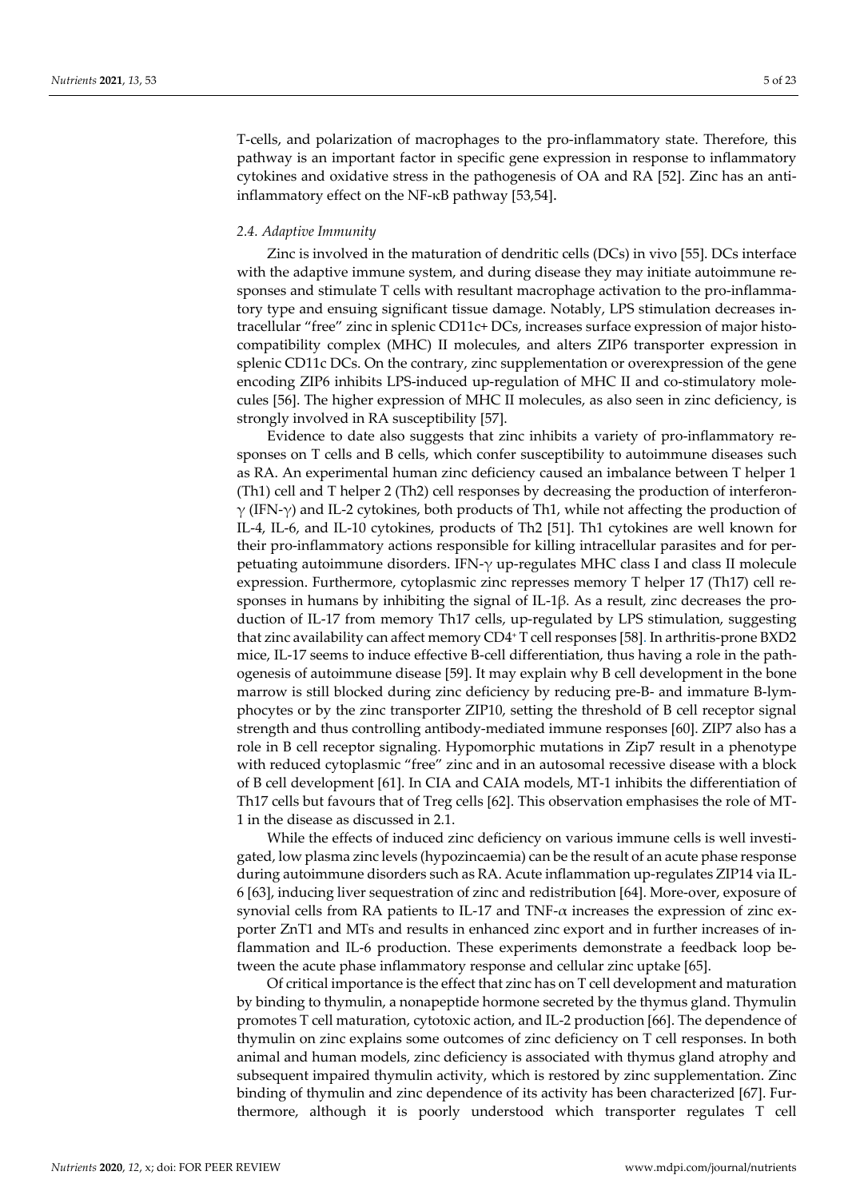T-cells, and polarization of macrophages to the pro-inflammatory state. Therefore, this pathway is an important factor in specific gene expression in response to inflammatory cytokines and oxidative stress in the pathogenesis of OA and RA [52]. Zinc has an anti-inflammatory effect on the NF-κB pathway [53,54].

### *2.4. Adaptive Immunity*

Zinc is involved in the maturation of dendritic cells (DCs) in vivo [55]. DCs interface with the adaptive immune system, and during disease they may initiate autoimmune responses and stimulate T cells with resultant macrophage activation to the pro-inflammatory type and ensuing significant tissue damage. Notably, LPS stimulation decreases intracellular "free" zinc in splenic CD11c+ DCs, increases surface expression of major histocompatibility complex (MHC) II molecules, and alters ZIP6 transporter expression in splenic CD11c DCs. On the contrary, zinc supplementation or overexpression of the gene encoding ZIP6 inhibits LPS-induced up-regulation of MHC II and co-stimulatory molecules [56]. The higher expression of MHC II molecules, as also seen in zinc deficiency, is strongly involved in RA susceptibility [57].

Evidence to date also suggests that zinc inhibits a variety of pro-inflammatory responses on T cells and B cells, which confer susceptibility to autoimmune diseases such as RA. An experimental human zinc deficiency caused an imbalance between T helper 1 (Th1) cell and T helper 2 (Th2) cell responses by decreasing the production of interferon-γ (IFN-γ) and IL-2 cytokines, both products of Th1, while not affecting the production of IL-4, IL-6, and IL-10 cytokines, products of Th2 [51]. Th1 cytokines are well known for their pro-inflammatory actions responsible for killing intracellular parasites and for perpetuating autoimmune disorders. IFN-γ up-regulates MHC class I and class II molecule expression. Furthermore, cytoplasmic zinc represses memory T helper 17 (Th17) cell responses in humans by inhibiting the signal of IL-1β. As a result, zinc decreases the production of IL-17 from memory Th17 cells, up-regulated by LPS stimulation, suggesting that zinc availability can affect memory $CD4^+$ T cell responses [58]. In arthritis-prone BXD2 mice, IL-17 seems to induce effective B-cell differentiation, thus having a role in the pathogenesis of autoimmune disease [59]. It may explain why B cell development in the bone marrow is still blocked during zinc deficiency by reducing pre-B- and immature B-lymphocytes or by the zinc transporter ZIP10, setting the threshold of B cell receptor signal strength and thus controlling antibody-mediated immune responses [60]. ZIP7 also has a role in B cell receptor signaling. Hypomorphic mutations in Zip7 result in a phenotype with reduced cytoplasmic "free" zinc and in an autosomal recessive disease with a block of B cell development [61]. In CIA and CAIA models, MT-1 inhibits the differentiation of Th17 cells but favours that of Treg cells [62]. This observation emphasises the role of MT-1 in the disease as discussed in 2.1.

While the effects of induced zinc deficiency on various immune cells is well investigated, low plasma zinc levels (hypozincaemia) can be the result of an acute phase response during autoimmune disorders such as RA. Acute inflammation up-regulates ZIP14 via IL-6 [63], inducing liver sequestration of zinc and redistribution [64]. More-over, exposure of synovial cells from RA patients to IL-17 and TNF-α increases the expression of zinc exporter ZnT1 and MTs and results in enhanced zinc export and in further increases of inflammation and IL-6 production. These experiments demonstrate a feedback loop between the acute phase inflammatory response and cellular zinc uptake [65].

Of critical importance is the effect that zinc has on T cell development and maturation by binding to thymulin, a nonapeptide hormone secreted by the thymus gland. Thymulin promotes T cell maturation, cytotoxic action, and IL-2 production [66]. The dependence of thymulin on zinc explains some outcomes of zinc deficiency on T cell responses. In both animal and human models, zinc deficiency is associated with thymus gland atrophy and subsequent impaired thymulin activity, which is restored by zinc supplementation. Zinc binding of thymulin and zinc dependence of its activity has been characterized [67]. Furthermore, although it is poorly understood which transporter regulates T cell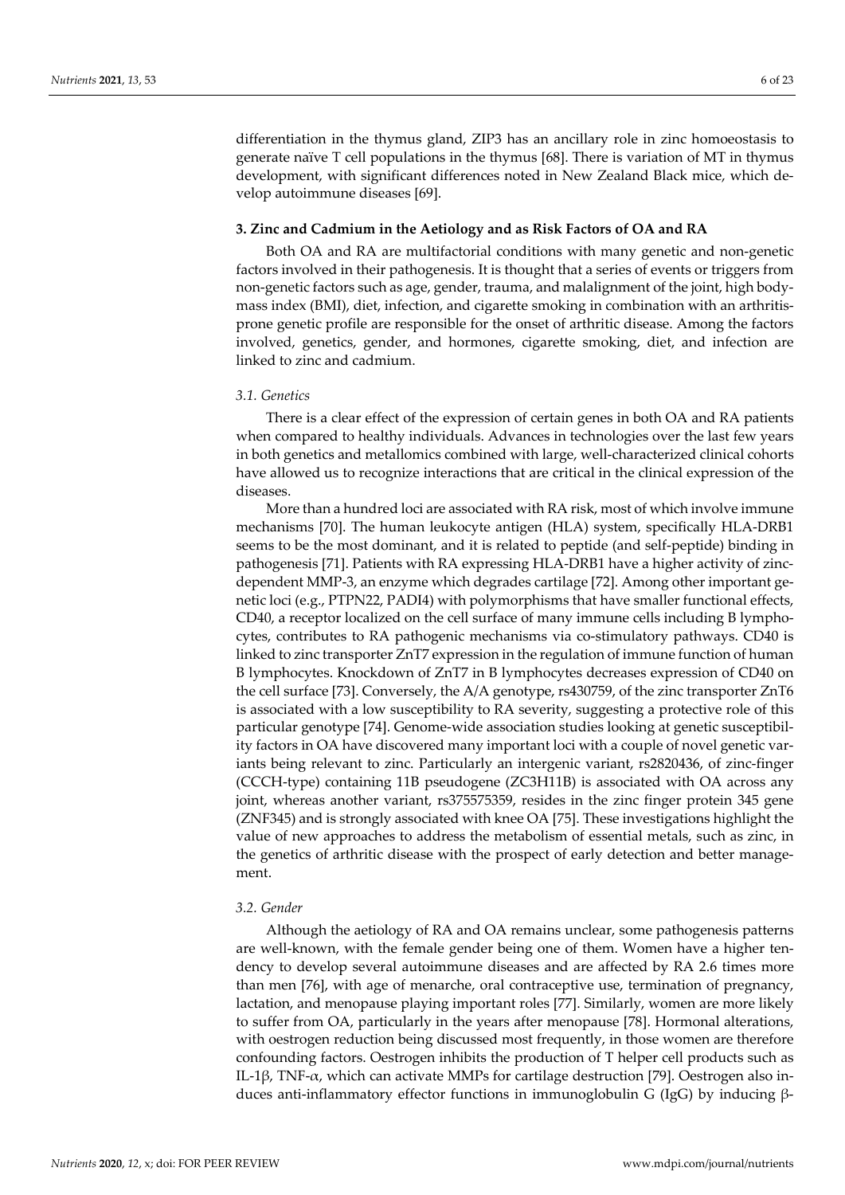differentiation in the thymus gland, ZIP3 has an ancillary role in zinc homoeostasis to generate naïve T cell populations in the thymus [68]. There is variation of MT in thymus development, with significant differences noted in New Zealand Black mice, which develop autoimmune diseases [69].

## 3. Zinc and Cadmium in the Aetiology and as Risk Factors of OA and RA

Both OA and RA are multifactorial conditions with many genetic and non-genetic factors involved in their pathogenesis. It is thought that a series of events or triggers from non-genetic factors such as age, gender, trauma, and malalignment of the joint, high body-mass index (BMI), diet, infection, and cigarette smoking in combination with an arthritis-prone genetic profile are responsible for the onset of arthritic disease. Among the factors involved, genetics, gender, and hormones, cigarette smoking, diet, and infection are linked to zinc and cadmium.

### *3.1. Genetics*

There is a clear effect of the expression of certain genes in both OA and RA patients when compared to healthy individuals. Advances in technologies over the last few years in both genetics and metallomics combined with large, well-characterized clinical cohorts have allowed us to recognize interactions that are critical in the clinical expression of the diseases.

More than a hundred loci are associated with RA risk, most of which involve immune mechanisms [70]. The human leukocyte antigen (HLA) system, specifically HLA-DRB1 seems to be the most dominant, and it is related to peptide (and self-peptide) binding in pathogenesis [71]. Patients with RA expressing HLA-DRB1 have a higher activity of zinc-dependent MMP-3, an enzyme which degrades cartilage [72]. Among other important genetic loci (e.g., PTPN22, PADI4) with polymorphisms that have smaller functional effects, CD40, a receptor localized on the cell surface of many immune cells including B lymphocytes, contributes to RA pathogenic mechanisms via co-stimulatory pathways. CD40 is linked to zinc transporter ZnT7 expression in the regulation of immune function of human B lymphocytes. Knockdown of ZnT7 in B lymphocytes decreases expression of CD40 on the cell surface [73]. Conversely, the A/A genotype, rs430759, of the zinc transporter ZnT6 is associated with a low susceptibility to RA severity, suggesting a protective role of this particular genotype [74]. Genome-wide association studies looking at genetic susceptibility factors in OA have discovered many important loci with a couple of novel genetic variants being relevant to zinc. Particularly an intergenic variant, rs2820436, of zinc-finger (CCCH-type) containing 11B pseudogene (ZC3H11B) is associated with OA across any joint, whereas another variant, rs375575359, resides in the zinc finger protein 345 gene (ZNF345) and is strongly associated with knee OA [75]. These investigations highlight the value of new approaches to address the metabolism of essential metals, such as zinc, in the genetics of arthritic disease with the prospect of early detection and better management.

### *3.2. Gender*

Although the aetiology of RA and OA remains unclear, some pathogenesis patterns are well-known, with the female gender being one of them. Women have a higher tendency to develop several autoimmune diseases and are affected by RA 2.6 times more than men [76], with age of menarche, oral contraceptive use, termination of pregnancy, lactation, and menopause playing important roles [77]. Similarly, women are more likely to suffer from OA, particularly in the years after menopause [78]. Hormonal alterations, with oestrogen reduction being discussed most frequently, in those women are therefore confounding factors. Oestrogen inhibits the production of T helper cell products such as IL-1β, TNF-α, which can activate MMPs for cartilage destruction [79]. Oestrogen also induces anti-inflammatory effector functions in immunoglobulin G (IgG) by inducing β-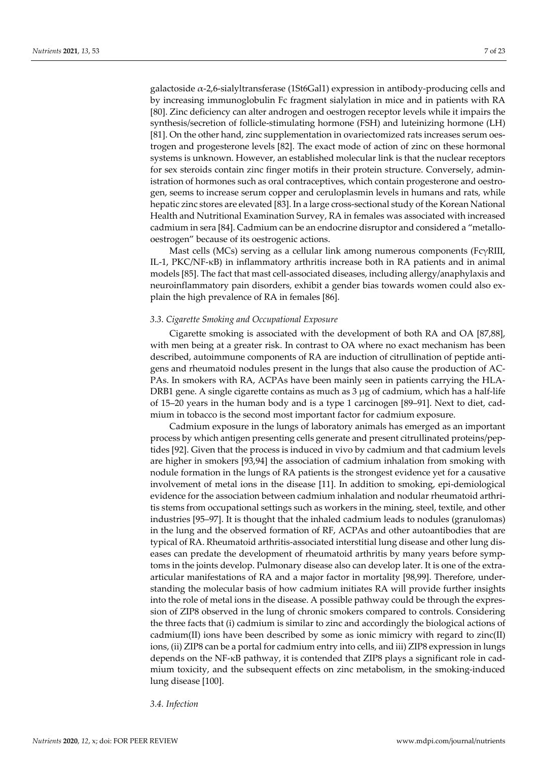galactoside $\alpha$-2,6-sialyltransferase (1St6Gal1) expression in antibody-producing cells and by increasing immunoglobulin Fc fragment sialylation in mice and in patients with RA [80]. Zinc deficiency can alter androgen and oestrogen receptor levels while it impairs the synthesis/secretion of follicle-stimulating hormone (FSH) and luteinizing hormone (LH) [81]. On the other hand, zinc supplementation in ovariectomized rats increases serum oestrogen and progesterone levels [82]. The exact mode of action of zinc on these hormonal systems is unknown. However, an established molecular link is that the nuclear receptors for sex steroids contain zinc finger motifs in their protein structure. Conversely, administration of hormones such as oral contraceptives, which contain progesterone and oestrogen, seems to increase serum copper and ceruloplasmin levels in humans and rats, while hepatic zinc stores are elevated [83]. In a large cross-sectional study of the Korean National Health and Nutritional Examination Survey, RA in females was associated with increased cadmium in sera [84]. Cadmium can be an endocrine disruptor and considered a "metallo-oestrogen" because of its oestrogenic actions.

Mast cells (MCs) serving as a cellular link among numerous components (Fc$\gamma$RIII, IL-1, PKC/NF-$\kappa$B) in inflammatory arthritis increase both in RA patients and in animal models [85]. The fact that mast cell-associated diseases, including allergy/anaphylaxis and neuroinflammatory pain disorders, exhibit a gender bias towards women could also explain the high prevalence of RA in females [86].

### *3.3. Cigarette Smoking and Occupational Exposure*

Cigarette smoking is associated with the development of both RA and OA [87,88], with men being at a greater risk. In contrast to OA where no exact mechanism has been described, autoimmune components of RA are induction of citrullination of peptide antigens and rheumatoid nodules present in the lungs that also cause the production of ACPAs. In smokers with RA, ACPAs have been mainly seen in patients carrying the HLA-DRB1 gene. A single cigarette contains as much as 3 μg of cadmium, which has a half-life of 15–20 years in the human body and is a type 1 carcinogen [89–91]. Next to diet, cadmium in tobacco is the second most important factor for cadmium exposure.

Cadmium exposure in the lungs of laboratory animals has emerged as an important process by which antigen presenting cells generate and present citrullinated proteins/peptides [92]. Given that the process is induced in vivo by cadmium and that cadmium levels are higher in smokers [93,94] the association of cadmium inhalation from smoking with nodule formation in the lungs of RA patients is the strongest evidence yet for a causative involvement of metal ions in the disease [11]. In addition to smoking, epi-demiological evidence for the association between cadmium inhalation and nodular rheumatoid arthritis stems from occupational settings such as workers in the mining, steel, textile, and other industries [95–97]. It is thought that the inhaled cadmium leads to nodules (granulomas) in the lung and the observed formation of RF, ACPAs and other autoantibodies that are typical of RA. Rheumatoid arthritis-associated interstitial lung disease and other lung diseases can predate the development of rheumatoid arthritis by many years before symptoms in the joints develop. Pulmonary disease also can develop later. It is one of the extra-articular manifestations of RA and a major factor in mortality [98,99]. Therefore, understanding the molecular basis of how cadmium initiates RA will provide further insights into the role of metal ions in the disease. A possible pathway could be through the expression of ZIP8 observed in the lung of chronic smokers compared to controls. Considering the three facts that (i) cadmium is similar to zinc and accordingly the biological actions of cadmium(II) ions have been described by some as ionic mimicry with regard to zinc(II) ions, (ii) ZIP8 can be a portal for cadmium entry into cells, and iii) ZIP8 expression in lungs depends on the NF-κB pathway, it is contended that ZIP8 plays a significant role in cadmium toxicity, and the subsequent effects on zinc metabolism, in the smoking-induced lung disease [100].

### *3.4. Infection*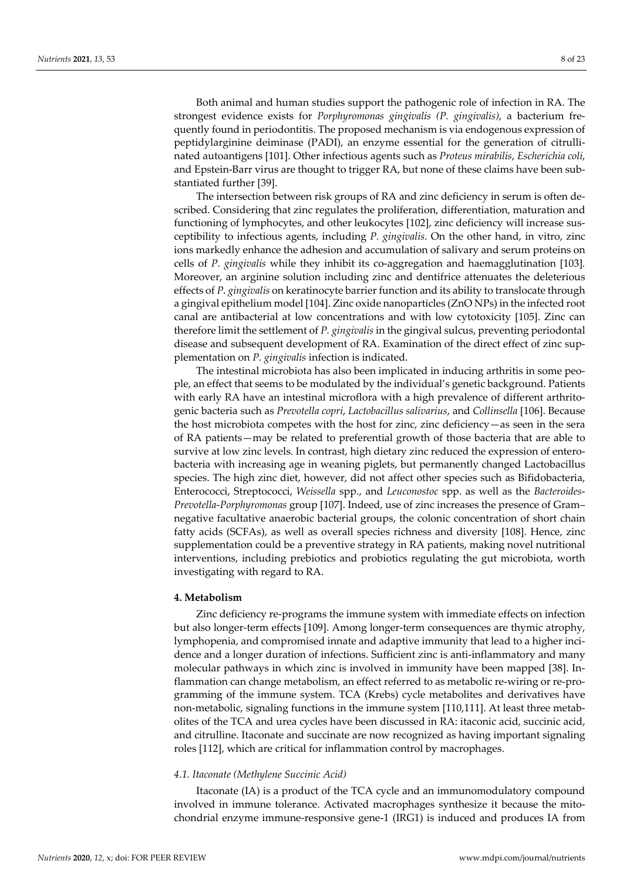Both animal and human studies support the pathogenic role of infection in RA. The strongest evidence exists for *Porphyromonas gingivalis (P. gingivalis)*, a bacterium frequently found in periodontitis. The proposed mechanism is via endogenous expression of peptidylarginine deiminase (PADI), an enzyme essential for the generation of citrullinated autoantigens [101]. Other infectious agents such as *Proteus mirabilis*, *Escherichia coli*, and Epstein-Barr virus are thought to trigger RA, but none of these claims have been substantiated further [39].

The intersection between risk groups of RA and zinc deficiency in serum is often described. Considering that zinc regulates the proliferation, differentiation, maturation and functioning of lymphocytes, and other leukocytes [102], zinc deficiency will increase susceptibility to infectious agents, including *P. gingivalis*. On the other hand, in vitro, zinc ions markedly enhance the adhesion and accumulation of salivary and serum proteins on cells of *P. gingivalis* while they inhibit its co-aggregation and haemagglutination [103]. Moreover, an arginine solution including zinc and dentifrice attenuates the deleterious effects of *P. gingivalis* on keratinocyte barrier function and its ability to translocate through a gingival epithelium model [104]. Zinc oxide nanoparticles (ZnO NPs) in the infected root canal are antibacterial at low concentrations and with low cytotoxicity [105]. Zinc can therefore limit the settlement of *P. gingivalis* in the gingival sulcus, preventing periodontal disease and subsequent development of RA. Examination of the direct effect of zinc supplementation on *P. gingivalis* infection is indicated.

The intestinal microbiota has also been implicated in inducing arthritis in some people, an effect that seems to be modulated by the individual's genetic background. Patients with early RA have an intestinal microflora with a high prevalence of different arthritogenic bacteria such as *Prevotella copri*, *Lactobacillus salivarius*, and *Collinsella* [106]. Because the host microbiota competes with the host for zinc, zinc deficiency—as seen in the sera of RA patients—may be related to preferential growth of those bacteria that are able to survive at low zinc levels. In contrast, high dietary zinc reduced the expression of enterobacteria with increasing age in weaning piglets, but permanently changed Lactobacillus species. The high zinc diet, however, did not affect other species such as Bifidobacteria, Enterococci, Streptococci, *Weissella* spp., and *Leuconostoc* spp. as well as the *Bacteroides-Prevotella-Porphyromonas* group [107]. Indeed, use of zinc increases the presence of Gram–negative facultative anaerobic bacterial groups, the colonic concentration of short chain fatty acids (SCFAs), as well as overall species richness and diversity [108]. Hence, zinc supplementation could be a preventive strategy in RA patients, making novel nutritional interventions, including prebiotics and probiotics regulating the gut microbiota, worth investigating with regard to RA.

## 4. Metabolism

Zinc deficiency re-programs the immune system with immediate effects on infection but also longer-term effects [109]. Among longer-term consequences are thymic atrophy, lymphopenia, and compromised innate and adaptive immunity that lead to a higher incidence and a longer duration of infections. Sufficient zinc is anti-inflammatory and many molecular pathways in which zinc is involved in immunity have been mapped [38]. Inflammation can change metabolism, an effect referred to as metabolic re-wiring or re-programming of the immune system. TCA (Krebs) cycle metabolites and derivatives have non-metabolic, signaling functions in the immune system [110,111]. At least three metabolites of the TCA and urea cycles have been discussed in RA: itaconic acid, succinic acid, and citrulline. Itaconate and succinate are now recognized as having important signaling roles [112], which are critical for inflammation control by macrophages.

### *4.1. Itaconate (Methylene Succinic Acid)*

Itaconate (IA) is a product of the TCA cycle and an immunomodulatory compound involved in immune tolerance. Activated macrophages synthesize it because the mitochondrial enzyme immune-responsive gene-1 (IRG1) is induced and produces IA from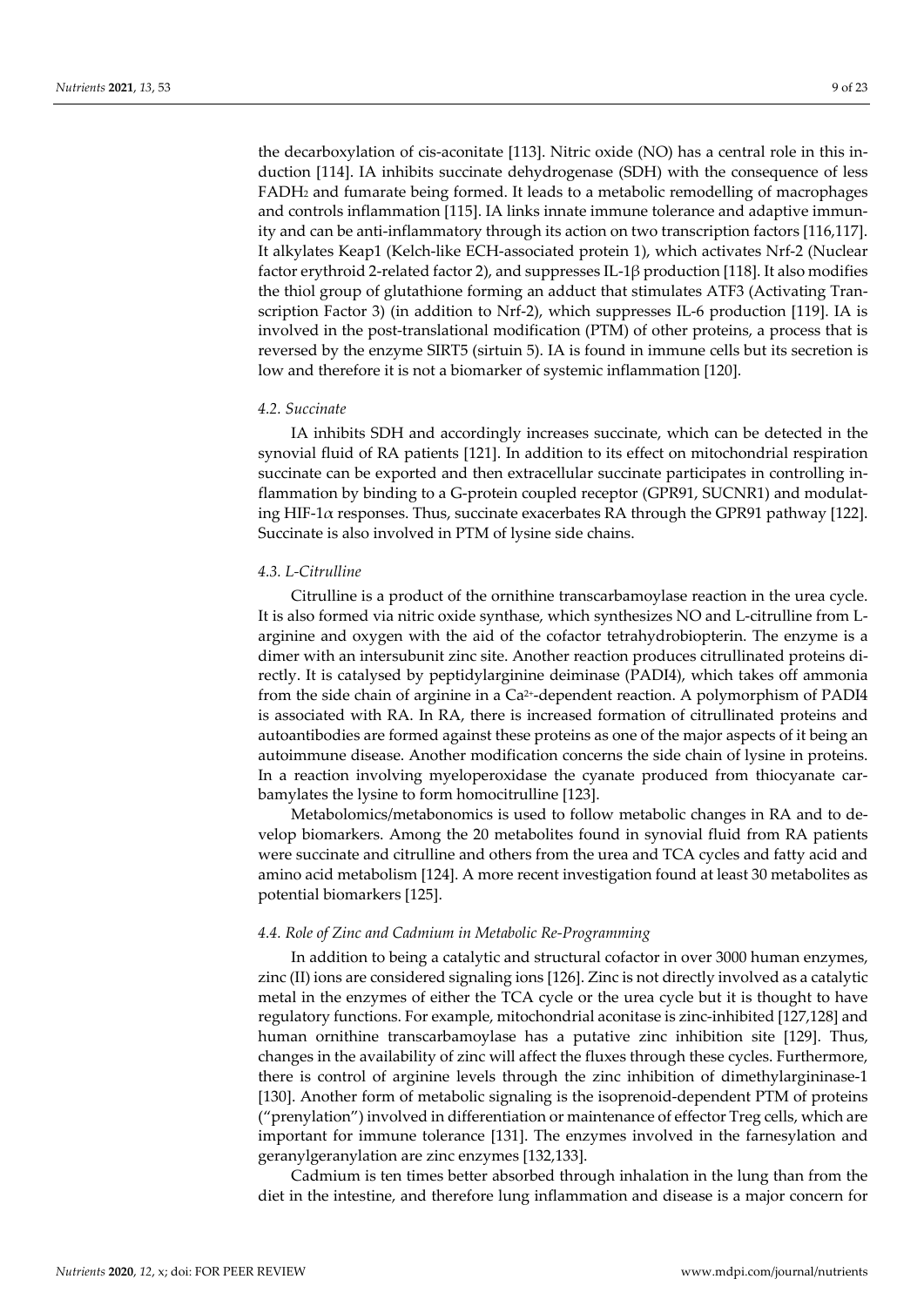the decarboxylation of cis-aconitate [113]. Nitric oxide (NO) has a central role in this induction [114]. IA inhibits succinate dehydrogenase (SDH) with the consequence of less $FADH_2$ and fumarate being formed. It leads to a metabolic remodelling of macrophages and controls inflammation [115]. IA links innate immune tolerance and adaptive immunity and can be anti-inflammatory through its action on two transcription factors [116,117]. It alkylates Keap1 (Kelch-like ECH-associated protein 1), which activates Nrf-2 (Nuclear factor erythroid 2-related factor 2), and suppresses IL-1β production [118]. It also modifies the thiol group of glutathione forming an adduct that stimulates ATF3 (Activating Transcription Factor 3) (in addition to Nrf-2), which suppresses IL-6 production [119]. IA is involved in the post-translational modification (PTM) of other proteins, a process that is reversed by the enzyme SIRT5 (sirtuin 5). IA is found in immune cells but its secretion is low and therefore it is not a biomarker of systemic inflammation [120].

### *4.2. Succinate*

IA inhibits SDH and accordingly increases succinate, which can be detected in the synovial fluid of RA patients [121]. In addition to its effect on mitochondrial respiration succinate can be exported and then extracellular succinate participates in controlling inflammation by binding to a G-protein coupled receptor (GPR91, SUCNR1) and modulating HIF-1$\alpha$ responses. Thus, succinate exacerbates RA through the GPR91 pathway [122]. Succinate is also involved in PTM of lysine side chains.

### *4.3. L-Citrulline*

Citrulline is a product of the ornithine transcarbamoylase reaction in the urea cycle. It is also formed via nitric oxide synthase, which synthesizes NO and L-citrulline from L-arginine and oxygen with the aid of the cofactor tetrahydrobiopterin. The enzyme is a dimer with an intersubunit zinc site. Another reaction produces citrullinated proteins directly. It is catalysed by peptidylarginine deiminase (PADI4), which takes off ammonia from the side chain of arginine in a $Ca^{2+}$-dependent reaction. A polymorphism of PADI4 is associated with RA. In RA, there is increased formation of citrullinated proteins and autoantibodies are formed against these proteins as one of the major aspects of it being an autoimmune disease. Another modification concerns the side chain of lysine in proteins. In a reaction involving myeloperoxidase the cyanate produced from thiocyanate carbamylates the lysine to form homocitrulline [123].

Metabolomics/metabonomics is used to follow metabolic changes in RA and to develop biomarkers. Among the 20 metabolites found in synovial fluid from RA patients were succinate and citrulline and others from the urea and TCA cycles and fatty acid and amino acid metabolism [124]. A more recent investigation found at least 30 metabolites as potential biomarkers [125].

### *4.4. Role of Zinc and Cadmium in Metabolic Re-Programming*

In addition to being a catalytic and structural cofactor in over 3000 human enzymes, zinc (II) ions are considered signaling ions [126]. Zinc is not directly involved as a catalytic metal in the enzymes of either the TCA cycle or the urea cycle but it is thought to have regulatory functions. For example, mitochondrial aconitase is zinc-inhibited [127,128] and human ornithine transcarbamoylase has a putative zinc inhibition site [129]. Thus, changes in the availability of zinc will affect the fluxes through these cycles. Furthermore, there is control of arginine levels through the zinc inhibition of dimethylargininase-1 [130]. Another form of metabolic signaling is the isoprenoid-dependent PTM of proteins ("prenylation") involved in differentiation or maintenance of effector Treg cells, which are important for immune tolerance [131]. The enzymes involved in the farnesylation and geranylgeranylation are zinc enzymes [132,133].

Cadmium is ten times better absorbed through inhalation in the lung than from the diet in the intestine, and therefore lung inflammation and disease is a major concern for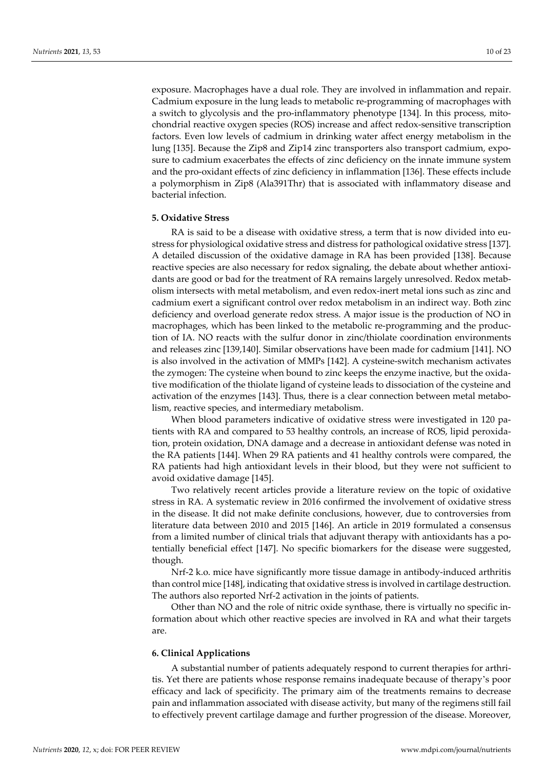exposure. Macrophages have a dual role. They are involved in inflammation and repair. Cadmium exposure in the lung leads to metabolic re-programming of macrophages with a switch to glycolysis and the pro-inflammatory phenotype [134]. In this process, mitochondrial reactive oxygen species (ROS) increase and affect redox-sensitive transcription factors. Even low levels of cadmium in drinking water affect energy metabolism in the lung [135]. Because the Zip8 and Zip14 zinc transporters also transport cadmium, exposure to cadmium exacerbates the effects of zinc deficiency on the innate immune system and the pro-oxidant effects of zinc deficiency in inflammation [136]. These effects include a polymorphism in Zip8 (Ala391Thr) that is associated with inflammatory disease and bacterial infection.

## 5. Oxidative Stress

RA is said to be a disease with oxidative stress, a term that is now divided into eustress for physiological oxidative stress and distress for pathological oxidative stress [137]. A detailed discussion of the oxidative damage in RA has been provided [138]. Because reactive species are also necessary for redox signaling, the debate about whether antioxidants are good or bad for the treatment of RA remains largely unresolved. Redox metabolism intersects with metal metabolism, and even redox-inert metal ions such as zinc and cadmium exert a significant control over redox metabolism in an indirect way. Both zinc deficiency and overload generate redox stress. A major issue is the production of NO in macrophages, which has been linked to the metabolic re-programming and the production of IA. NO reacts with the sulfur donor in zinc/thiolate coordination environments and releases zinc [139,140]. Similar observations have been made for cadmium [141]. NO is also involved in the activation of MMPs [142]. A cysteine-switch mechanism activates the zymogen: The cysteine when bound to zinc keeps the enzyme inactive, but the oxidative modification of the thiolate ligand of cysteine leads to dissociation of the cysteine and activation of the enzymes [143]. Thus, there is a clear connection between metal metabolism, reactive species, and intermediary metabolism.

When blood parameters indicative of oxidative stress were investigated in 120 patients with RA and compared to 53 healthy controls, an increase of ROS, lipid peroxidation, protein oxidation, DNA damage and a decrease in antioxidant defense was noted in the RA patients [144]. When 29 RA patients and 41 healthy controls were compared, the RA patients had high antioxidant levels in their blood, but they were not sufficient to avoid oxidative damage [145].

Two relatively recent articles provide a literature review on the topic of oxidative stress in RA. A systematic review in 2016 confirmed the involvement of oxidative stress in the disease. It did not make definite conclusions, however, due to controversies from literature data between 2010 and 2015 [146]. An article in 2019 formulated a consensus from a limited number of clinical trials that adjuvant therapy with antioxidants has a potentially beneficial effect [147]. No specific biomarkers for the disease were suggested, though.

Nrf-2 k.o. mice have significantly more tissue damage in antibody-induced arthritis than control mice [148], indicating that oxidative stress is involved in cartilage destruction. The authors also reported Nrf-2 activation in the joints of patients.

Other than NO and the role of nitric oxide synthase, there is virtually no specific information about which other reactive species are involved in RA and what their targets are.

## 6. Clinical Applications

A substantial number of patients adequately respond to current therapies for arthritis. Yet there are patients whose response remains inadequate because of therapy's poor efficacy and lack of specificity. The primary aim of the treatments remains to decrease pain and inflammation associated with disease activity, but many of the regimens still fail to effectively prevent cartilage damage and further progression of the disease. Moreover,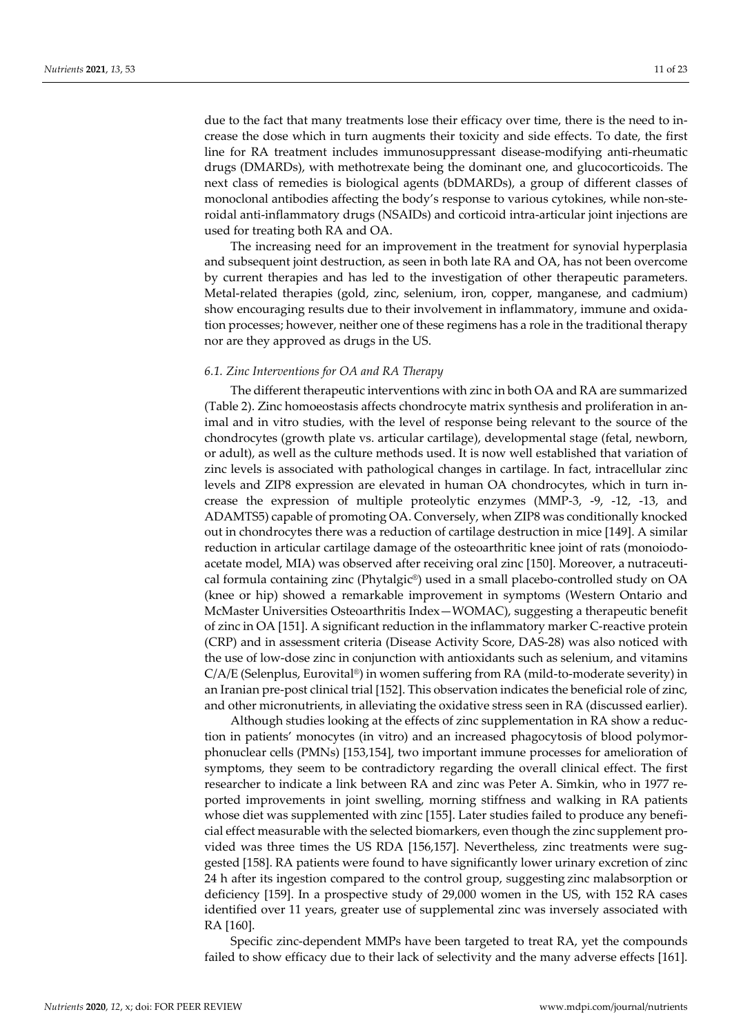due to the fact that many treatments lose their efficacy over time, there is the need to increase the dose which in turn augments their toxicity and side effects. To date, the first line for RA treatment includes immunosuppressant disease-modifying anti-rheumatic drugs (DMARDs), with methotrexate being the dominant one, and glucocorticoids. The next class of remedies is biological agents (bDMARDs), a group of different classes of monoclonal antibodies affecting the body's response to various cytokines, while non-steroidal anti-inflammatory drugs (NSAIDs) and corticoid intra-articular joint injections are used for treating both RA and OA.

The increasing need for an improvement in the treatment for synovial hyperplasia and subsequent joint destruction, as seen in both late RA and OA, has not been overcome by current therapies and has led to the investigation of other therapeutic parameters. Metal-related therapies (gold, zinc, selenium, iron, copper, manganese, and cadmium) show encouraging results due to their involvement in inflammatory, immune and oxidation processes; however, neither one of these regimens has a role in the traditional therapy nor are they approved as drugs in the US.

### *6.1. Zinc Interventions for OA and RA Therapy*

The different therapeutic interventions with zinc in both OA and RA are summarized (Table 2). Zinc homoeostasis affects chondrocyte matrix synthesis and proliferation in animal and in vitro studies, with the level of response being relevant to the source of the chondrocytes (growth plate vs. articular cartilage), developmental stage (fetal, newborn, or adult), as well as the culture methods used. It is now well established that variation of zinc levels is associated with pathological changes in cartilage. In fact, intracellular zinc levels and ZIP8 expression are elevated in human OA chondrocytes, which in turn increase the expression of multiple proteolytic enzymes (MMP-3, -9, -12, -13, and ADAMTS5) capable of promoting OA. Conversely, when ZIP8 was conditionally knocked out in chondrocytes there was a reduction of cartilage destruction in mice [149]. A similar reduction in articular cartilage damage of the osteoarthritic knee joint of rats (monoiodoacetate model, MIA) was observed after receiving oral zinc [150]. Moreover, a nutraceutical formula containing zinc (Phytalgic®) used in a small placebo-controlled study on OA (knee or hip) showed a remarkable improvement in symptoms (Western Ontario and McMaster Universities Osteoarthritis Index—WOMAC), suggesting a therapeutic benefit of zinc in OA [151]. A significant reduction in the inflammatory marker C-reactive protein (CRP) and in assessment criteria (Disease Activity Score, DAS-28) was also noticed with the use of low-dose zinc in conjunction with antioxidants such as selenium, and vitamins C/A/E (Selenplus, Eurovital®) in women suffering from RA (mild-to-moderate severity) in an Iranian pre-post clinical trial [152]. This observation indicates the beneficial role of zinc, and other micronutrients, in alleviating the oxidative stress seen in RA (discussed earlier).

Although studies looking at the effects of zinc supplementation in RA show a reduction in patients' monocytes (in vitro) and an increased phagocytosis of blood polymorphonuclear cells (PMNs) [153,154], two important immune processes for amelioration of symptoms, they seem to be contradictory regarding the overall clinical effect. The first researcher to indicate a link between RA and zinc was Peter A. Simkin, who in 1977 reported improvements in joint swelling, morning stiffness and walking in RA patients whose diet was supplemented with zinc [155]. Later studies failed to produce any beneficial effect measurable with the selected biomarkers, even though the zinc supplement provided was three times the US RDA [156,157]. Nevertheless, zinc treatments were suggested [158]. RA patients were found to have significantly lower urinary excretion of zinc 24 h after its ingestion compared to the control group, suggesting zinc malabsorption or deficiency [159]. In a prospective study of 29,000 women in the US, with 152 RA cases identified over 11 years, greater use of supplemental zinc was inversely associated with RA [160].

Specific zinc-dependent MMPs have been targeted to treat RA, yet the compounds failed to show efficacy due to their lack of selectivity and the many adverse effects [161].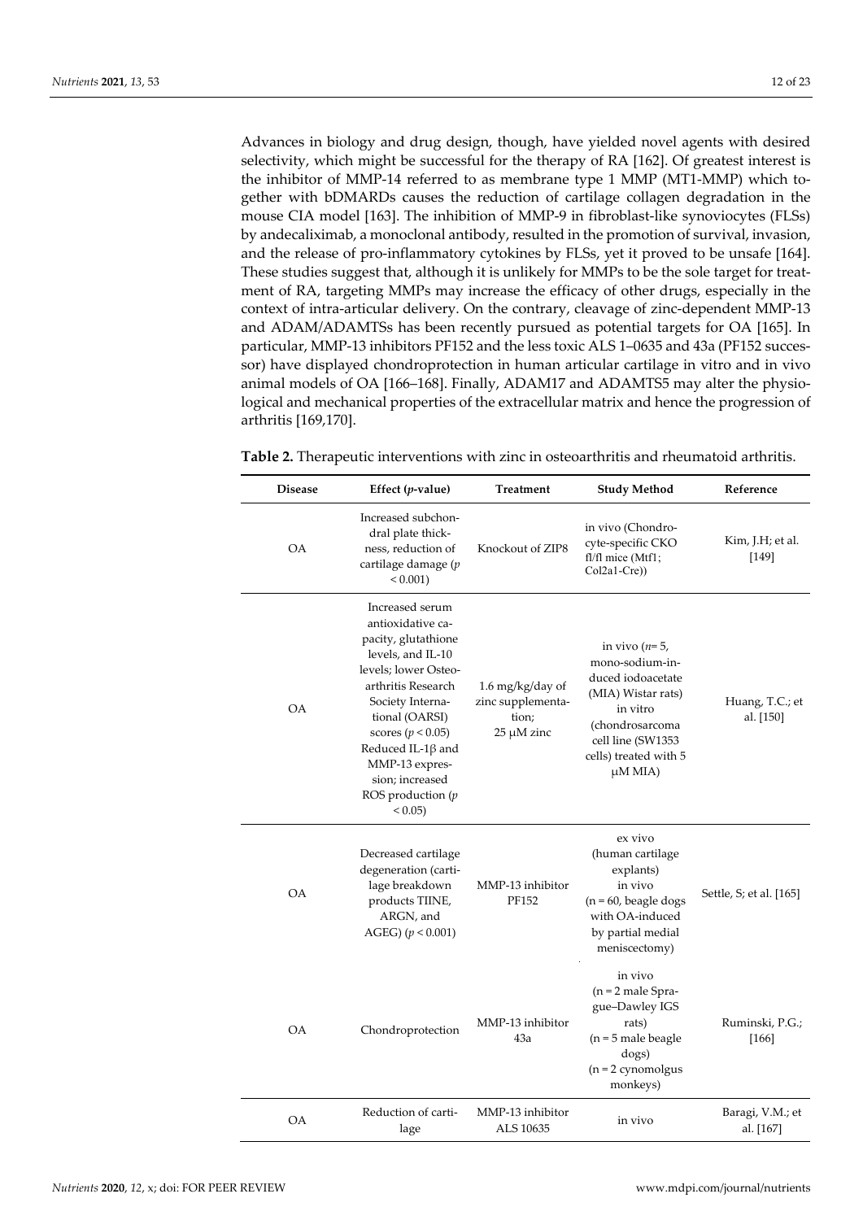Advances in biology and drug design, though, have yielded novel agents with desired selectivity, which might be successful for the therapy of RA [162]. Of greatest interest is the inhibitor of MMP-14 referred to as membrane type 1 MMP (MT1-MMP) which together with bDMARDs causes the reduction of cartilage collagen degradation in the mouse CIA model [163]. The inhibition of MMP-9 in fibroblast-like synoviocytes (FLSs) by andecaliximab, a monoclonal antibody, resulted in the promotion of survival, invasion, and the release of pro-inflammatory cytokines by FLSs, yet it proved to be unsafe [164]. These studies suggest that, although it is unlikely for MMPs to be the sole target for treatment of RA, targeting MMPs may increase the efficacy of other drugs, especially in the context of intra-articular delivery. On the contrary, cleavage of zinc-dependent MMP-13 and ADAM/ADAMTSs has been recently pursued as potential targets for OA [165]. In particular, MMP-13 inhibitors PF152 and the less toxic ALS 1–0635 and 43a (PF152 successor) have displayed chondroprotection in human articular cartilage in vitro and in vivo animal models of OA [166–168]. Finally, ADAM17 and ADAMTS5 may alter the physiological and mechanical properties of the extracellular matrix and hence the progression of arthritis [169,170].

**Table 2.** Therapeutic interventions with zinc in osteoarthritis and rheumatoid arthritis.

| Disease | Effect (*p*-value) | Treatment | Study Method | Reference |
|---|---|---|---|---|
| OA | Increased subchondral plate thickness, reduction of cartilage damage ($p < 0.001$) | Knockout of ZIP8 | in vivo (Chondrocyte-specific CKO fl/fl mice (Mtf1; Col2a1-Cre)) | Kim, J.H; et al. [149] |
| OA | Increased serum antioxidative capacity, glutathione levels, and IL-10 levels; lower Osteoarthritis Research Society International (OARSI) scores ($p < 0.05$) Reduced IL-1β and MMP-13 expression; increased ROS production ($p < 0.05$) | 1.6 mg/kg/day of zinc supplementation; 25 μM zinc | in vivo ($n = 5$, mono-sodium-induced iodoacetate (MIA) Wistar rats) in vitro (chondrosarcoma cell line (SW1353 cells) treated with 5 μM MIA) | Huang, T.C.; et al. [150] |
| OA | Decreased cartilage degeneration (cartilage breakdown products TIINE, ARGN, and AGEG) ($p < 0.001$) | MMP-13 inhibitor PF152 | ex vivo (human cartilage explants) in vivo ($n = 60$, beagle dogs with OA-induced by partial medial meniscectomy) | Settle, S; et al. [165] |
| OA | Chondroprotection | MMP-13 inhibitor 43a | in vivo ($n = 2$ male Sprague–Dawley IGS rats) ($n = 5$ male beagle dogs) ($n = 2$ cynomolgus monkeys) | Ruminski, P.G.; [166] |
| OA | Reduction of cartilage | MMP-13 inhibitor ALS 10635 | in vivo | Baragi, V.M.; et al. [167] |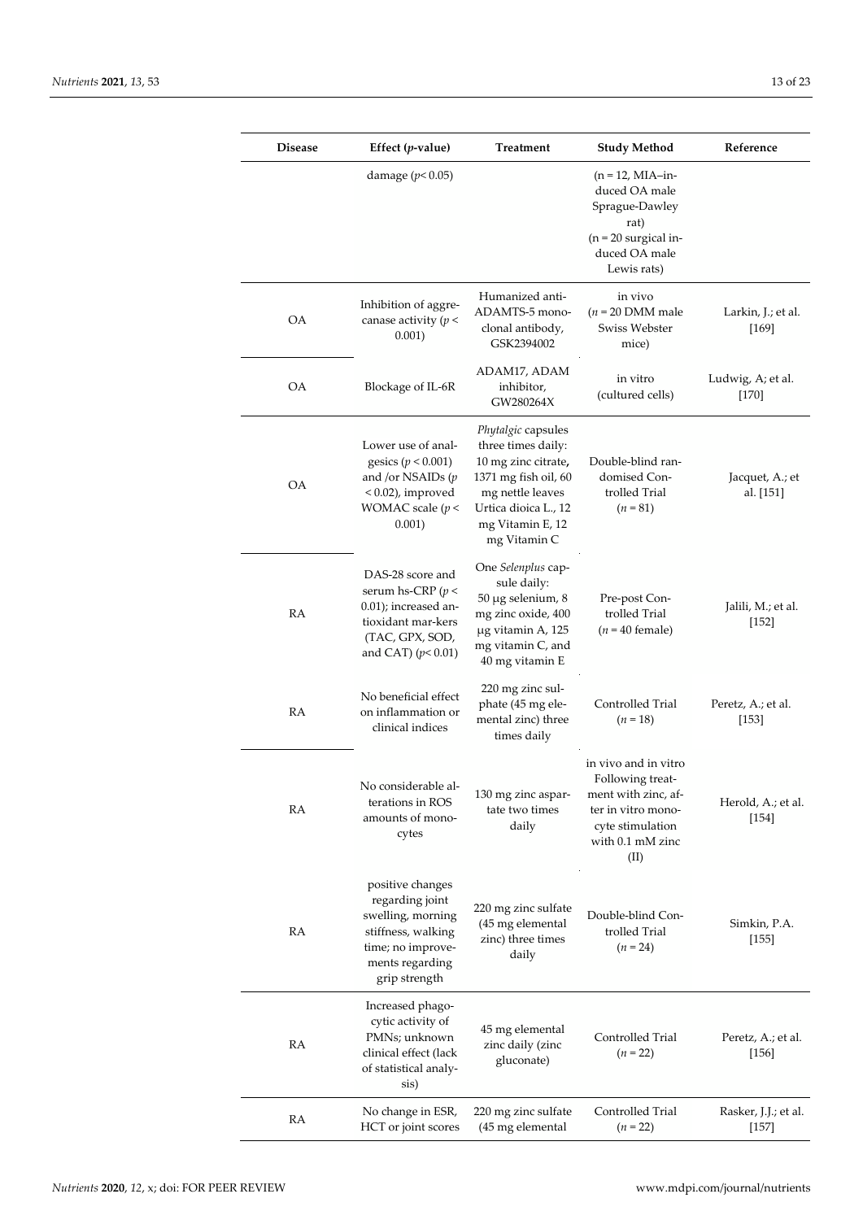| Disease | Effect ($p$-value) | Treatment | Study Method | Reference |
|---|---|---|---|---|
| | damage ($p < 0.05$) | | (n = 12, MIA–induced OA male Sprague-Dawley rat) (n = 20 surgical induced OA male Lewis rats) | |
| OA | Inhibition of aggrecanase activity ($p < 0.001$) | Humanized anti-ADAMTS-5 monoclonal antibody, GSK2394002 | in vivo ($n$ = 20 DMM male Swiss Webster mice) | Larkin, J.; et al. [169] |
| OA | Blockage of IL-6R | ADAM17, ADAM inhibitor, GW280264X | in vitro (cultured cells) | Ludwig, A; et al. [170] |
| OA | Lower use of analgesics ($p < 0.001$) and /or NSAIDs ($p < 0.02$), improved WOMAC scale ($p < 0.001$) | *Phytalgic* capsules three times daily: 10 mg zinc citrate, 1371 mg fish oil, 60 mg nettle leaves Urtica dioica L., 12 mg Vitamin E, 12 mg Vitamin C | Double-blind randomised Controlled Trial ($n$ = 81) | Jacquet, A.; et al. [151] |
| RA | DAS-28 score and serum hs-CRP ($p < 0.01$); increased antioxidant mar-kers (TAC, GPX, SOD, and CAT) ($p < 0.01$) | One *Selenplus* capsule daily: 50 µg selenium, 8 mg zinc oxide, 400 µg vitamin A, 125 mg vitamin C, and 40 mg vitamin E | Pre-post Controlled Trial ($n$ = 40 female) | Jalili, M.; et al. [152] |
| RA | No beneficial effect on inflammation or clinical indices | 220 mg zinc sulphate (45 mg elemental zinc) three times daily | Controlled Trial ($n$ = 18) | Peretz, A.; et al. [153] |
| RA | No considerable alterations in ROS amounts of monocytes | 130 mg zinc aspartate two times daily | in vivo and in vitro Following treatment with zinc, after in vitro monocyte stimulation with 0.1 mM zinc (II) | Herold, A.; et al. [154] |
| RA | positive changes regarding joint swelling, morning stiffness, walking time; no improvements regarding grip strength | 220 mg zinc sulfate (45 mg elemental zinc) three times daily | Double-blind Controlled Trial ($n$ = 24) | Simkin, P.A. [155] |
| RA | Increased phagocytic activity of PMNs; unknown clinical effect (lack of statistical analysis) | 45 mg elemental zinc daily (zinc gluconate) | Controlled Trial ($n$ = 22) | Peretz, A.; et al. [156] |
| RA | No change in ESR, HCT or joint scores | 220 mg zinc sulfate (45 mg elemental | Controlled Trial ($n$ = 22) | Rasker, J.J.; et al. [157] |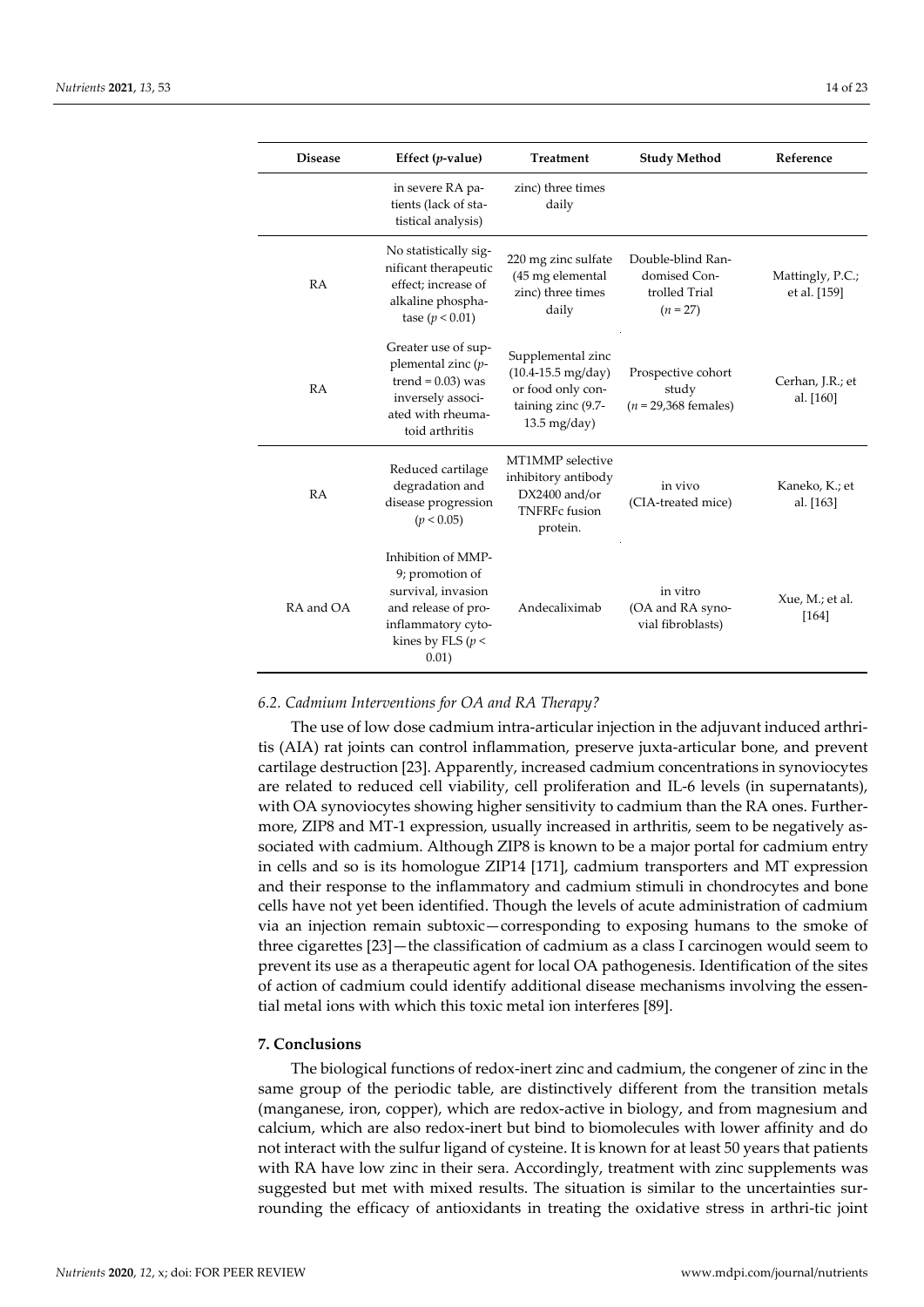| Disease | Effect (*p*-value) | Treatment | Study Method | Reference |
|---|---|---|---|---|
| | in severe RA patients (lack of statistical analysis) | zinc) three times daily | | |
| RA | No statistically significant therapeutic effect; increase of alkaline phosphatase ($p < 0.01$) | 220 mg zinc sulfate (45 mg elemental zinc) three times daily | Double-blind Randomised Controlled Trial ($n = 27$) | Mattingly, P.C.; et al. [159] |
| RA | Greater use of supplemental zinc ($p$-trend = 0.03) was inversely associated with rheumatoid arthritis | Supplemental zinc (10.4-15.5 mg/day) or food only containing zinc (9.7-13.5 mg/day) | Prospective cohort study ($n$ = 29,368 females) | Cerhan, J.R.; et al. [160] |
| RA | Reduced cartilage degradation and disease progression ($p < 0.05$) | MT1MMP selective inhibitory antibody DX2400 and/or TNFRFc fusion protein. | in vivo (CIA-treated mice) | Kaneko, K.; et al. [163] |
| RA and OA | Inhibition of MMP-9; promotion of survival, invasion and release of proinflammatory cytokines by FLS ($p < 0.01$) | Andecaliximab | in vitro (OA and RA synovial fibroblasts) | Xue, M.; et al. [164] |

### *6.2. Cadmium Interventions for OA and RA Therapy?*

The use of low dose cadmium intra-articular injection in the adjuvant induced arthritis (AIA) rat joints can control inflammation, preserve juxta-articular bone, and prevent cartilage destruction [23]. Apparently, increased cadmium concentrations in synoviocytes are related to reduced cell viability, cell proliferation and IL-6 levels (in supernatants), with OA synoviocytes showing higher sensitivity to cadmium than the RA ones. Furthermore, ZIP8 and MT-1 expression, usually increased in arthritis, seem to be negatively associated with cadmium. Although ZIP8 is known to be a major portal for cadmium entry in cells and so is its homologue ZIP14 [171], cadmium transporters and MT expression and their response to the inflammatory and cadmium stimuli in chondrocytes and bone cells have not yet been identified. Though the levels of acute administration of cadmium via an injection remain subtoxic—corresponding to exposing humans to the smoke of three cigarettes [23]—the classification of cadmium as a class I carcinogen would seem to prevent its use as a therapeutic agent for local OA pathogenesis. Identification of the sites of action of cadmium could identify additional disease mechanisms involving the essential metal ions with which this toxic metal ion interferes [89].

## **7. Conclusions**

The biological functions of redox-inert zinc and cadmium, the congener of zinc in the same group of the periodic table, are distinctively different from the transition metals (manganese, iron, copper), which are redox-active in biology, and from magnesium and calcium, which are also redox-inert but bind to biomolecules with lower affinity and do not interact with the sulfur ligand of cysteine. It is known for at least 50 years that patients with RA have low zinc in their sera. Accordingly, treatment with zinc supplements was suggested but met with mixed results. The situation is similar to the uncertainties surrounding the efficacy of antioxidants in treating the oxidative stress in arthri-tic joint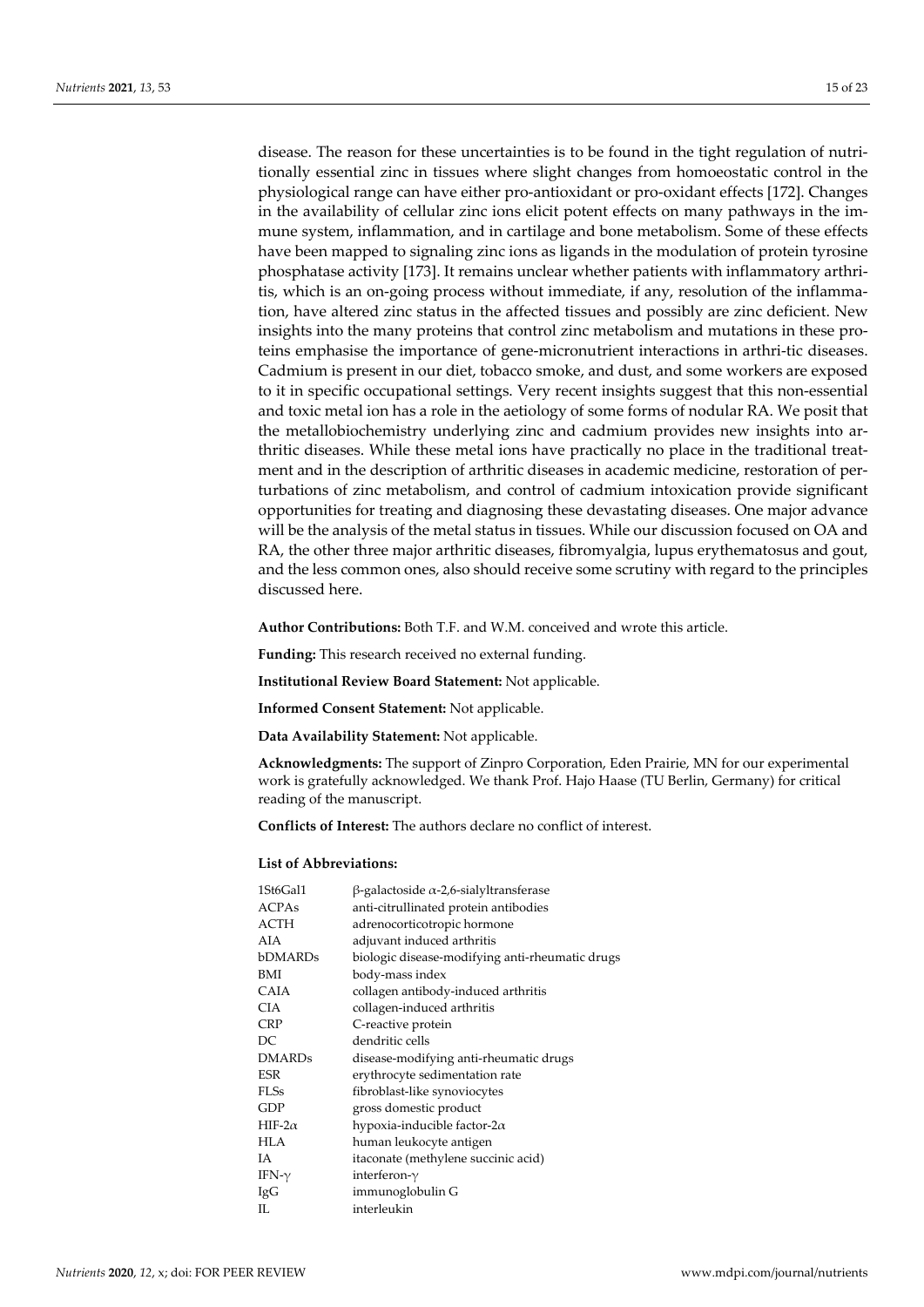disease. The reason for these uncertainties is to be found in the tight regulation of nutritionally essential zinc in tissues where slight changes from homoeostatic control in the physiological range can have either pro-antioxidant or pro-oxidant effects [172]. Changes in the availability of cellular zinc ions elicit potent effects on many pathways in the immune system, inflammation, and in cartilage and bone metabolism. Some of these effects have been mapped to signaling zinc ions as ligands in the modulation of protein tyrosine phosphatase activity [173]. It remains unclear whether patients with inflammatory arthritis, which is an on-going process without immediate, if any, resolution of the inflammation, have altered zinc status in the affected tissues and possibly are zinc deficient. New insights into the many proteins that control zinc metabolism and mutations in these proteins emphasise the importance of gene-micronutrient interactions in arthri-tic diseases. Cadmium is present in our diet, tobacco smoke, and dust, and some workers are exposed to it in specific occupational settings. Very recent insights suggest that this non-essential and toxic metal ion has a role in the aetiology of some forms of nodular RA. We posit that the metallobiochemistry underlying zinc and cadmium provides new insights into arthritic diseases. While these metal ions have practically no place in the traditional treatment and in the description of arthritic diseases in academic medicine, restoration of perturbations of zinc metabolism, and control of cadmium intoxication provide significant opportunities for treating and diagnosing these devastating diseases. One major advance will be the analysis of the metal status in tissues. While our discussion focused on OA and RA, the other three major arthritic diseases, fibromyalgia, lupus erythematosus and gout, and the less common ones, also should receive some scrutiny with regard to the principles discussed here.

**Author Contributions:** Both T.F. and W.M. conceived and wrote this article.

**Funding:** This research received no external funding.

**Institutional Review Board Statement:** Not applicable.

**Informed Consent Statement:** Not applicable.

**Data Availability Statement:** Not applicable.

**Acknowledgments:** The support of Zinpro Corporation, Eden Prairie, MN for our experimental work is gratefully acknowledged. We thank Prof. Hajo Haase (TU Berlin, Germany) for critical reading of the manuscript.

**Conflicts of Interest:** The authors declare no conflict of interest.

**List of Abbreviations:**

| | |
|---|---|
| 1St6Gal1 | β-galactoside α-2,6-sialyltransferase |
| ACPAs | anti-citrullinated protein antibodies |
| ACTH | adrenocorticotropic hormone |
| AIA | adjuvant induced arthritis |
| bDMARDs | biologic disease-modifying anti-rheumatic drugs |
| BMI | body-mass index |
| CAIA | collagen antibody-induced arthritis |
| CIA | collagen-induced arthritis |
| CRP | C-reactive protein |
| DC | dendritic cells |
| DMARDs | disease-modifying anti-rheumatic drugs |
| ESR | erythrocyte sedimentation rate |
| FLSs | fibroblast-like synoviocytes |
| GDP | gross domestic product |
| HIF-2α | hypoxia-inducible factor-2α |
| HLA | human leukocyte antigen |
| IA | itaconate (methylene succinic acid) |
| IFN-γ | interferon-γ |
| IgG | immunoglobulin G |
| IL | interleukin |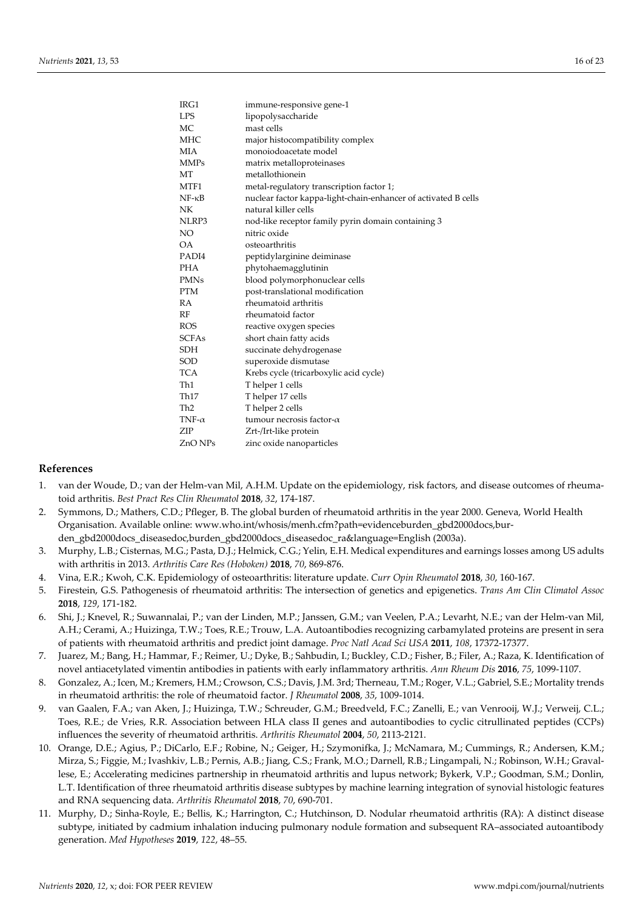| | |
|---|---|
| IRG1 | immune-responsive gene-1 |
| LPS | lipopolysaccharide |
| MC | mast cells |
| MHC | major histocompatibility complex |
| MIA | monoiodoacetate model |
| MMPs | matrix metalloproteinases |
| MT | metallothionein |
| MTF1 | metal-regulatory transcription factor 1; |
| NF-κB | nuclear factor kappa-light-chain-enhancer of activated B cells |
| NK | natural killer cells |
| NLRP3 | nod-like receptor family pyrin domain containing 3 |
| NO | nitric oxide |
| OA | osteoarthritis |
| PADI4 | peptidylarginine deiminase |
| PHA | phytohaemagglutinin |
| PMNs | blood polymorphonuclear cells |
| PTM | post-translational modification |
| RA | rheumatoid arthritis |
| RF | rheumatoid factor |
| ROS | reactive oxygen species |
| SCFAs | short chain fatty acids |
| SDH | succinate dehydrogenase |
| SOD | superoxide dismutase |
| TCA | Krebs cycle (tricarboxylic acid cycle) |
| Th1 | T helper 1 cells |
| Th17 | T helper 17 cells |
| Th2 | T helper 2 cells |
| TNF-α | tumour necrosis factor-α |
| ZIP | Zrt-/Irt-like protein |
| ZnO NPs | zinc oxide nanoparticles |

## References

1. van der Woude, D.; van der Helm-van Mil, A.H.M. Update on the epidemiology, risk factors, and disease outcomes of rheumatoid arthritis. *Best Pract Res Clin Rheumatol* **2018**, *32*, 174-187.
2. Symmons, D.; Mathers, C.D.; Pfleger, B. The global burden of rheumatoid arthritis in the year 2000. Geneva, World Health Organisation. Available online: www.who.int/whosis/menh.cfm?path=evidenceburden_gbd2000docs,burden_gbd2000docs_diseasedoc,burden_gbd2000docs_diseasedoc_ra&language=English (2003a).
3. Murphy, L.B.; Cisternas, M.G.; Pasta, D.J.; Helmick, C.G.; Yelin, E.H. Medical expenditures and earnings losses among US adults with arthritis in 2013. *Arthritis Care Res (Hoboken)* **2018**, *70*, 869-876.
4. Vina, E.R.; Kwoh, C.K. Epidemiology of osteoarthritis: literature update. *Curr Opin Rheumatol* **2018**, *30*, 160-167.
5. Firestein, G.S. Pathogenesis of rheumatoid arthritis: The intersection of genetics and epigenetics. *Trans Am Clin Climatol Assoc* **2018**, *129*, 171-182.
6. Shi, J.; Knevel, R.; Suwannalai, P.; van der Linden, M.P.; Janssen, G.M.; van Veelen, P.A.; Levarht, N.E.; van der Helm-van Mil, A.H.; Cerami, A.; Huizinga, T.W.; Toes, R.E.; Trouw, L.A. Autoantibodies recognizing carbamylated proteins are present in sera of patients with rheumatoid arthritis and predict joint damage. *Proc Natl Acad Sci USA* **2011**, *108*, 17372-17377.
7. Juarez, M.; Bang, H.; Hammar, F.; Reimer, U.; Dyke, B.; Sahbudin, I.; Buckley, C.D.; Fisher, B.; Filer, A.; Raza, K. Identification of novel antiacetylated vimentin antibodies in patients with early inflammatory arthritis. *Ann Rheum Dis* **2016**, *75*, 1099-1107.
8. Gonzalez, A.; Icen, M.; Kremers, H.M.; Crowson, C.S.; Davis, J.M. 3rd; Therneau, T.M.; Roger, V.L.; Gabriel, S.E.; Mortality trends in rheumatoid arthritis: the role of rheumatoid factor. *J Rheumatol* **2008**, *35*, 1009-1014.
9. van Gaalen, F.A.; van Aken, J.; Huizinga, T.W.; Schreuder, G.M.; Breedveld, F.C.; Zanelli, E.; van Venrooij, W.J.; Verweij, C.L.; Toes, R.E.; de Vries, R.R. Association between HLA class II genes and autoantibodies to cyclic citrullinated peptides (CCPs) influences the severity of rheumatoid arthritis. *Arthritis Rheumatol* **2004**, *50*, 2113-2121.
10. Orange, D.E.; Agius, P.; DiCarlo, E.F.; Robine, N.; Geiger, H.; Szymonifka, J.; McNamara, M.; Cummings, R.; Andersen, K.M.; Mirza, S.; Figgie, M.; Ivashkiv, L.B.; Pernis, A.B.; Jiang, C.S.; Frank, M.O.; Darnell, R.B.; Lingampali, N.; Robinson, W.H.; Gravallese, E.; Accelerating medicines partnership in rheumatoid arthritis and lupus network; Bykerk, V.P.; Goodman, S.M.; Donlin, L.T. Identification of three rheumatoid arthritis disease subtypes by machine learning integration of synovial histologic features and RNA sequencing data. *Arthritis Rheumatol* **2018**, *70*, 690-701.
11. Murphy, D.; Sinha-Royle, E.; Bellis, K.; Harrington, C.; Hutchinson, D. Nodular rheumatoid arthritis (RA): A distinct disease subtype, initiated by cadmium inhalation inducing pulmonary nodule formation and subsequent RA–associated autoantibody generation. *Med Hypotheses* **2019**, *122*, 48–55.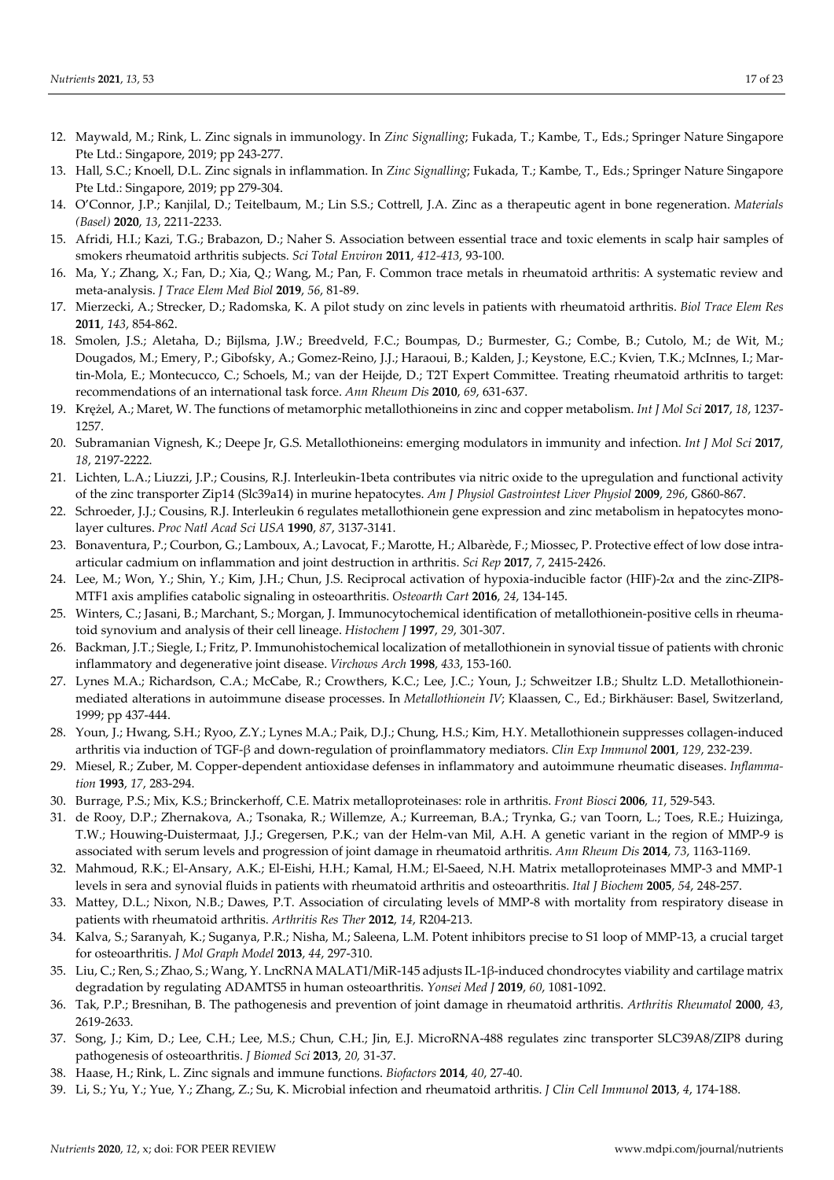12. Maywald, M.; Rink, L. Zinc signals in immunology. In *Zinc Signalling*; Fukada, T.; Kambe, T., Eds.; Springer Nature Singapore Pte Ltd.: Singapore, 2019; pp 243-277.
13. Hall, S.C.; Knoell, D.L. Zinc signals in inflammation. In *Zinc Signalling*; Fukada, T.; Kambe, T., Eds.; Springer Nature Singapore Pte Ltd.: Singapore, 2019; pp 279-304.
14. O'Connor, J.P.; Kanjilal, D.; Teitelbaum, M.; Lin S.S.; Cottrell, J.A. Zinc as a therapeutic agent in bone regeneration. *Materials (Basel)* **2020**, *13*, 2211-2233.
15. Afridi, H.I.; Kazi, T.G.; Brabazon, D.; Naher S. Association between essential trace and toxic elements in scalp hair samples of smokers rheumatoid arthritis subjects. *Sci Total Environ* **2011**, *412-413*, 93-100.
16. Ma, Y.; Zhang, X.; Fan, D.; Xia, Q.; Wang, M.; Pan, F. Common trace metals in rheumatoid arthritis: A systematic review and meta-analysis. *J Trace Elem Med Biol* **2019**, *56*, 81-89.
17. Mierzecki, A.; Strecker, D.; Radomska, K. A pilot study on zinc levels in patients with rheumatoid arthritis. *Biol Trace Elem Res* **2011**, *143*, 854-862.
18. Smolen, J.S.; Aletaha, D.; Bijlsma, J.W.; Breedveld, F.C.; Boumpas, D.; Burmester, G.; Combe, B.; Cutolo, M.; de Wit, M.; Dougados, M.; Emery, P.; Gibofsky, A.; Gomez-Reino, J.J.; Haraoui, B.; Kalden, J.; Keystone, E.C.; Kvien, T.K.; McInnes, I.; Martin-Mola, E.; Montecucco, C.; Schoels, M.; van der Heijde, D.; T2T Expert Committee. Treating rheumatoid arthritis to target: recommendations of an international task force. *Ann Rheum Dis* **2010**, *69*, 631-637.
19. Krężel, A.; Maret, W. The functions of metamorphic metallothioneins in zinc and copper metabolism. *Int J Mol Sci* **2017**, *18*, 1237-1257.
20. Subramanian Vignesh, K.; Deepe Jr, G.S. Metallothioneins: emerging modulators in immunity and infection. *Int J Mol Sci* **2017**, *18*, 2197-2222.
21. Lichten, L.A.; Liuzzi, J.P.; Cousins, R.J. Interleukin-1beta contributes via nitric oxide to the upregulation and functional activity of the zinc transporter Zip14 (Slc39a14) in murine hepatocytes. *Am J Physiol Gastrointest Liver Physiol* **2009**, *296*, G860-867.
22. Schroeder, J.J.; Cousins, R.J. Interleukin 6 regulates metallothionein gene expression and zinc metabolism in hepatocytes monolayer cultures. *Proc Natl Acad Sci USA* **1990**, *87*, 3137-3141.
23. Bonaventura, P.; Courbon, G.; Lamboux, A.; Lavocat, F.; Marotte, H.; Albarède, F.; Miossec, P. Protective effect of low dose intra-articular cadmium on inflammation and joint destruction in arthritis. *Sci Rep* **2017**, *7*, 2415-2426.
24. Lee, M.; Won, Y.; Shin, Y.; Kim, J.H.; Chun, J.S. Reciprocal activation of hypoxia-inducible factor (HIF)-2$\alpha$ and the zinc-ZIP8-MTF1 axis amplifies catabolic signaling in osteoarthritis. *Osteoarth Cart* **2016**, *24*, 134-145.
25. Winters, C.; Jasani, B.; Marchant, S.; Morgan, J. Immunocytochemical identification of metallothionein-positive cells in rheumatoid synovium and analysis of their cell lineage. *Histochem J* **1997**, *29*, 301-307.
26. Backman, J.T.; Siegle, I.; Fritz, P. Immunohistochemical localization of metallothionein in synovial tissue of patients with chronic inflammatory and degenerative joint disease. *Virchows Arch* **1998**, *433*, 153-160.
27. Lynes M.A.; Richardson, C.A.; McCabe, R.; Crowthers, K.C.; Lee, J.C.; Youn, J.; Schweitzer I.B.; Shultz L.D. Metallothionein-mediated alterations in autoimmune disease processes. In *Metallothionein IV*; Klaassen, C., Ed.; Birkhäuser: Basel, Switzerland, 1999; pp 437-444.
28. Youn, J.; Hwang, S.H.; Ryoo, Z.Y.; Lynes M.A.; Paik, D.J.; Chung, H.S.; Kim, H.Y. Metallothionein suppresses collagen-induced arthritis via induction of TGF-β and down-regulation of proinflammatory mediators. *Clin Exp Immunol* **2001**, *129*, 232-239.
29. Miesel, R.; Zuber, M. Copper-dependent antioxidase defenses in inflammatory and autoimmune rheumatic diseases. *Inflammation* **1993**, *17*, 283-294.
30. Burrage, P.S.; Mix, K.S.; Brinckerhoff, C.E. Matrix metalloproteinases: role in arthritis. *Front Biosci* **2006**, *11*, 529-543.
31. de Rooy, D.P.; Zhernakova, A.; Tsonaka, R.; Willemze, A.; Kurreeman, B.A.; Trynka, G.; van Toorn, L.; Toes, R.E.; Huizinga, T.W.; Houwing-Duistermaat, J.J.; Gregersen, P.K.; van der Helm-van Mil, A.H. A genetic variant in the region of MMP-9 is associated with serum levels and progression of joint damage in rheumatoid arthritis. *Ann Rheum Dis* **2014**, *73*, 1163-1169.
32. Mahmoud, R.K.; El-Ansary, A.K.; El-Eishi, H.H.; Kamal, H.M.; El-Saeed, N.H. Matrix metalloproteinases MMP-3 and MMP-1 levels in sera and synovial fluids in patients with rheumatoid arthritis and osteoarthritis. *Ital J Biochem* **2005**, *54*, 248-257.
33. Mattey, D.L.; Nixon, N.B.; Dawes, P.T. Association of circulating levels of MMP-8 with mortality from respiratory disease in patients with rheumatoid arthritis. *Arthritis Res Ther* **2012**, *14*, R204-213.
34. Kalva, S.; Saranyah, K.; Suganya, P.R.; Nisha, M.; Saleena, L.M. Potent inhibitors precise to S1 loop of MMP-13, a crucial target for osteoarthritis. *J Mol Graph Model* **2013**, *44*, 297-310.
35. Liu, C.; Ren, S.; Zhao, S.; Wang, Y. LncRNA MALAT1/MiR-145 adjusts IL-1β-induced chondrocytes viability and cartilage matrix degradation by regulating ADAMTS5 in human osteoarthritis. *Yonsei Med J* **2019**, *60*, 1081-1092.
36. Tak, P.P.; Bresnihan, B. The pathogenesis and prevention of joint damage in rheumatoid arthritis. *Arthritis Rheumatol* **2000**, *43*, 2619-2633.
37. Song, J.; Kim, D.; Lee, C.H.; Lee, M.S.; Chun, C.H.; Jin, E.J. MicroRNA-488 regulates zinc transporter SLC39A8/ZIP8 during pathogenesis of osteoarthritis. *J Biomed Sci* **2013**, *20,* 31-37.
38. Haase, H.; Rink, L. Zinc signals and immune functions. *Biofactors* **2014**, *40*, 27-40.
39. Li, S.; Yu, Y.; Yue, Y.; Zhang, Z.; Su, K. Microbial infection and rheumatoid arthritis. *J Clin Cell Immunol* **2013**, *4*, 174-188.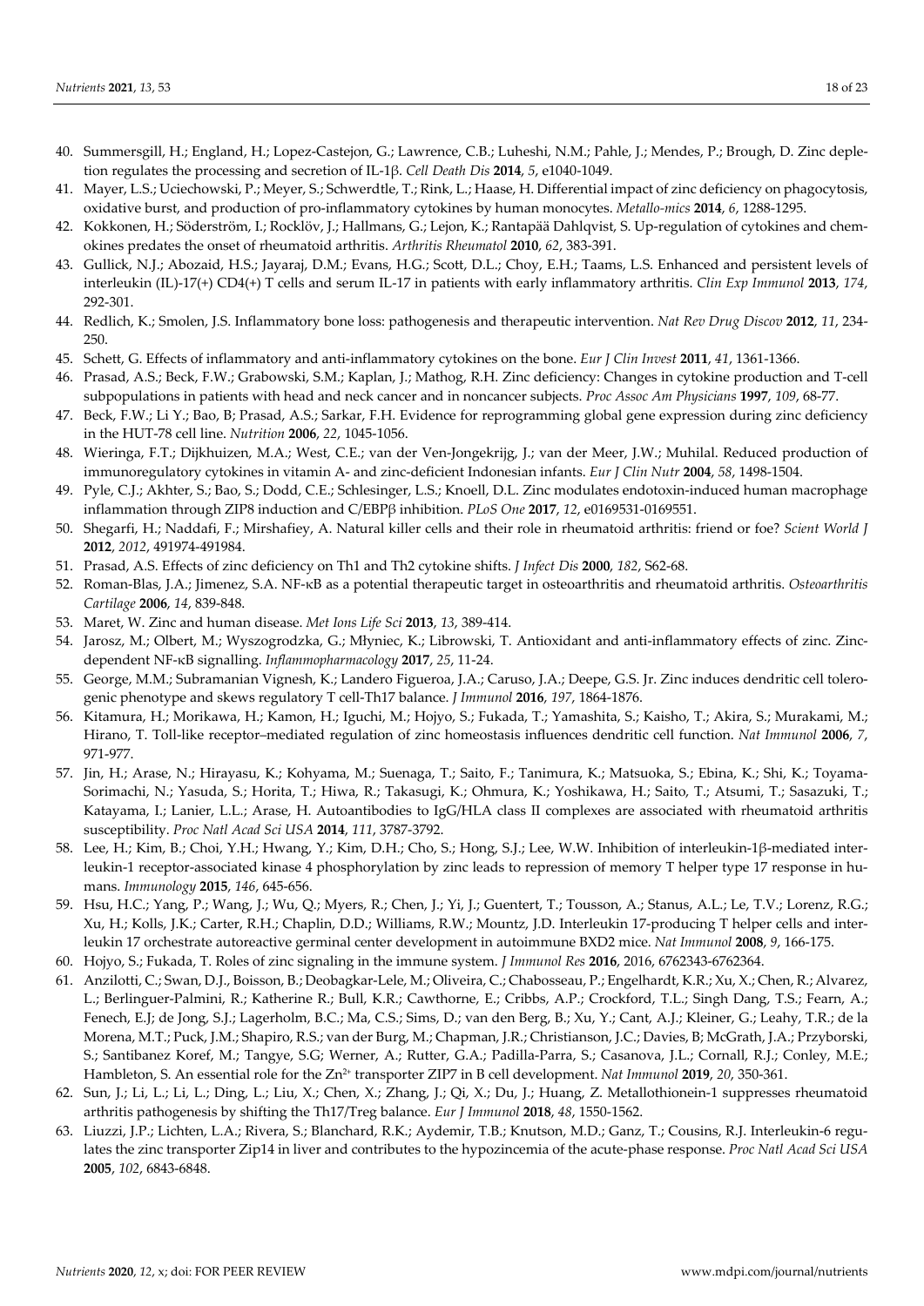40. Summersgill, H.; England, H.; Lopez-Castejon, G.; Lawrence, C.B.; Luheshi, N.M.; Pahle, J.; Mendes, P.; Brough, D. Zinc depletion regulates the processing and secretion of IL-1β. *Cell Death Dis* **2014**, *5*, e1040-1049.
41. Mayer, L.S.; Uciechowski, P.; Meyer, S.; Schwerdtle, T.; Rink, L.; Haase, H. Differential impact of zinc deficiency on phagocytosis, oxidative burst, and production of pro-inflammatory cytokines by human monocytes. *Metallo-mics* **2014**, *6*, 1288-1295.
42. Kokkonen, H.; Söderström, I.; Rocklöv, J.; Hallmans, G.; Lejon, K.; Rantapää Dahlqvist, S. Up-regulation of cytokines and chemokines predates the onset of rheumatoid arthritis. *Arthritis Rheumatol* **2010**, *62*, 383-391.
43. Gullick, N.J.; Abozaid, H.S.; Jayaraj, D.M.; Evans, H.G.; Scott, D.L.; Choy, E.H.; Taams, L.S. Enhanced and persistent levels of interleukin (IL)-17(+) CD4(+) T cells and serum IL-17 in patients with early inflammatory arthritis. *Clin Exp Immunol* **2013**, *174*, 292-301.
44. Redlich, K.; Smolen, J.S. Inflammatory bone loss: pathogenesis and therapeutic intervention. *Nat Rev Drug Discov* **2012**, *11*, 234-250.
45. Schett, G. Effects of inflammatory and anti-inflammatory cytokines on the bone. *Eur J Clin Invest* **2011**, *41*, 1361-1366.
46. Prasad, A.S.; Beck, F.W.; Grabowski, S.M.; Kaplan, J.; Mathog, R.H. Zinc deficiency: Changes in cytokine production and T-cell subpopulations in patients with head and neck cancer and in noncancer subjects. *Proc Assoc Am Physicians* **1997**, *109*, 68-77.
47. Beck, F.W.; Li Y.; Bao, B; Prasad, A.S.; Sarkar, F.H. Evidence for reprogramming global gene expression during zinc deficiency in the HUT-78 cell line. *Nutrition* **2006**, *22*, 1045-1056.
48. Wieringa, F.T.; Dijkhuizen, M.A.; West, C.E.; van der Ven-Jongekrijg, J.; van der Meer, J.W.; Muhilal. Reduced production of immunoregulatory cytokines in vitamin A- and zinc-deficient Indonesian infants. *Eur J Clin Nutr* **2004**, *58*, 1498-1504.
49. Pyle, C.J.; Akhter, S.; Bao, S.; Dodd, C.E.; Schlesinger, L.S.; Knoell, D.L. Zinc modulates endotoxin-induced human macrophage inflammation through ZIP8 induction and C/EBPβ inhibition. *PLoS One* **2017**, *12*, e0169531-0169551.
50. Shegarfi, H.; Naddafi, F.; Mirshafiey, A. Natural killer cells and their role in rheumatoid arthritis: friend or foe? *Scient World J* **2012**, *2012*, 491974-491984.
51. Prasad, A.S. Effects of zinc deficiency on Th1 and Th2 cytokine shifts. *J Infect Dis* **2000**, *182*, S62-68.
52. Roman-Blas, J.A.; Jimenez, S.A. NF-κB as a potential therapeutic target in osteoarthritis and rheumatoid arthritis. *Osteoarthritis Cartilage* **2006**, *14*, 839-848.
53. Maret, W. Zinc and human disease. *Met Ions Life Sci* **2013**, *13*, 389-414.
54. Jarosz, M.; Olbert, M.; Wyszogrodzka, G.; Młyniec, K.; Librowski, T. Antioxidant and anti-inflammatory effects of zinc. Zinc-dependent NF-κB signalling. *Inflammopharmacology* **2017**, *25*, 11-24.
55. George, M.M.; Subramanian Vignesh, K.; Landero Figueroa, J.A.; Caruso, J.A.; Deepe, G.S. Jr. Zinc induces dendritic cell tolerogenic phenotype and skews regulatory T cell-Th17 balance. *J Immunol* **2016**, *197*, 1864-1876.
56. Kitamura, H.; Morikawa, H.; Kamon, H.; Iguchi, M.; Hojyo, S.; Fukada, T.; Yamashita, S.; Kaisho, T.; Akira, S.; Murakami, M.; Hirano, T. Toll-like receptor–mediated regulation of zinc homeostasis influences dendritic cell function. *Nat Immunol* **2006**, *7*, 971-977.
57. Jin, H.; Arase, N.; Hirayasu, K.; Kohyama, M.; Suenaga, T.; Saito, F.; Tanimura, K.; Matsuoka, S.; Ebina, K.; Shi, K.; Toyama-Sorimachi, N.; Yasuda, S.; Horita, T.; Hiwa, R.; Takasugi, K.; Ohmura, K.; Yoshikawa, H.; Saito, T.; Atsumi, T.; Sasazuki, T.; Katayama, I.; Lanier, L.L.; Arase, H. Autoantibodies to IgG/HLA class II complexes are associated with rheumatoid arthritis susceptibility. *Proc Natl Acad Sci USA* **2014**, *111*, 3787-3792.
58. Lee, H.; Kim, B.; Choi, Y.H.; Hwang, Y.; Kim, D.H.; Cho, S.; Hong, S.J.; Lee, W.W. Inhibition of interleukin-1β-mediated interleukin-1 receptor-associated kinase 4 phosphorylation by zinc leads to repression of memory T helper type 17 response in humans. *Immunology* **2015**, *146*, 645-656.
59. Hsu, H.C.; Yang, P.; Wang, J.; Wu, Q.; Myers, R.; Chen, J.; Yi, J.; Guentert, T.; Tousson, A.; Stanus, A.L.; Le, T.V.; Lorenz, R.G.; Xu, H.; Kolls, J.K.; Carter, R.H.; Chaplin, D.D.; Williams, R.W.; Mountz, J.D. Interleukin 17-producing T helper cells and interleukin 17 orchestrate autoreactive germinal center development in autoimmune BXD2 mice. *Nat Immunol* **2008**, *9*, 166-175.
60. Hojyo, S.; Fukada, T. Roles of zinc signaling in the immune system. *J Immunol Res* **2016**, 2016, 6762343-6762364.
61. Anzilotti, C.; Swan, D.J.; Boisson, B.; Deobagkar-Lele, M.; Oliveira, C.; Chabosseau, P.; Engelhardt, K.R.; Xu, X.; Chen, R.; Alvarez, L.; Berlinguer-Palmini, R.; Katherine R.; Bull, K.R.; Cawthorne, E.; Cribbs, A.P.; Crockford, T.L.; Singh Dang, T.S.; Fearn, A.; Fenech, E.J; de Jong, S.J.; Lagerholm, B.C.; Ma, C.S.; Sims, D.; van den Berg, B.; Xu, Y.; Cant, A.J.; Kleiner, G.; Leahy, T.R.; de la Morena, M.T.; Puck, J.M.; Shapiro, R.S.; van der Burg, M.; Chapman, J.R.; Christianson, J.C.; Davies, B; McGrath, J.A.; Przyborski, S.; Santibanez Koref, M.; Tangye, S.G; Werner, A.; Rutter, G.A.; Padilla-Parra, S.; Casanova, J.L.; Cornall, R.J.; Conley, M.E.; Hambleton, S. An essential role for the $Zn^{2+}$ transporter ZIP7 in B cell development. *Nat Immunol* **2019**, *20*, 350-361.
62. Sun, J.; Li, L.; Li, L.; Ding, L.; Liu, X.; Chen, X.; Zhang, J.; Qi, X.; Du, J.; Huang, Z. Metallothionein-1 suppresses rheumatoid arthritis pathogenesis by shifting the Th17/Treg balance. *Eur J Immunol* **2018**, *48*, 1550-1562.
63. Liuzzi, J.P.; Lichten, L.A.; Rivera, S.; Blanchard, R.K.; Aydemir, T.B.; Knutson, M.D.; Ganz, T.; Cousins, R.J. Interleukin-6 regulates the zinc transporter Zip14 in liver and contributes to the hypozincemia of the acute-phase response. *Proc Natl Acad Sci USA* **2005**, *102*, 6843-6848.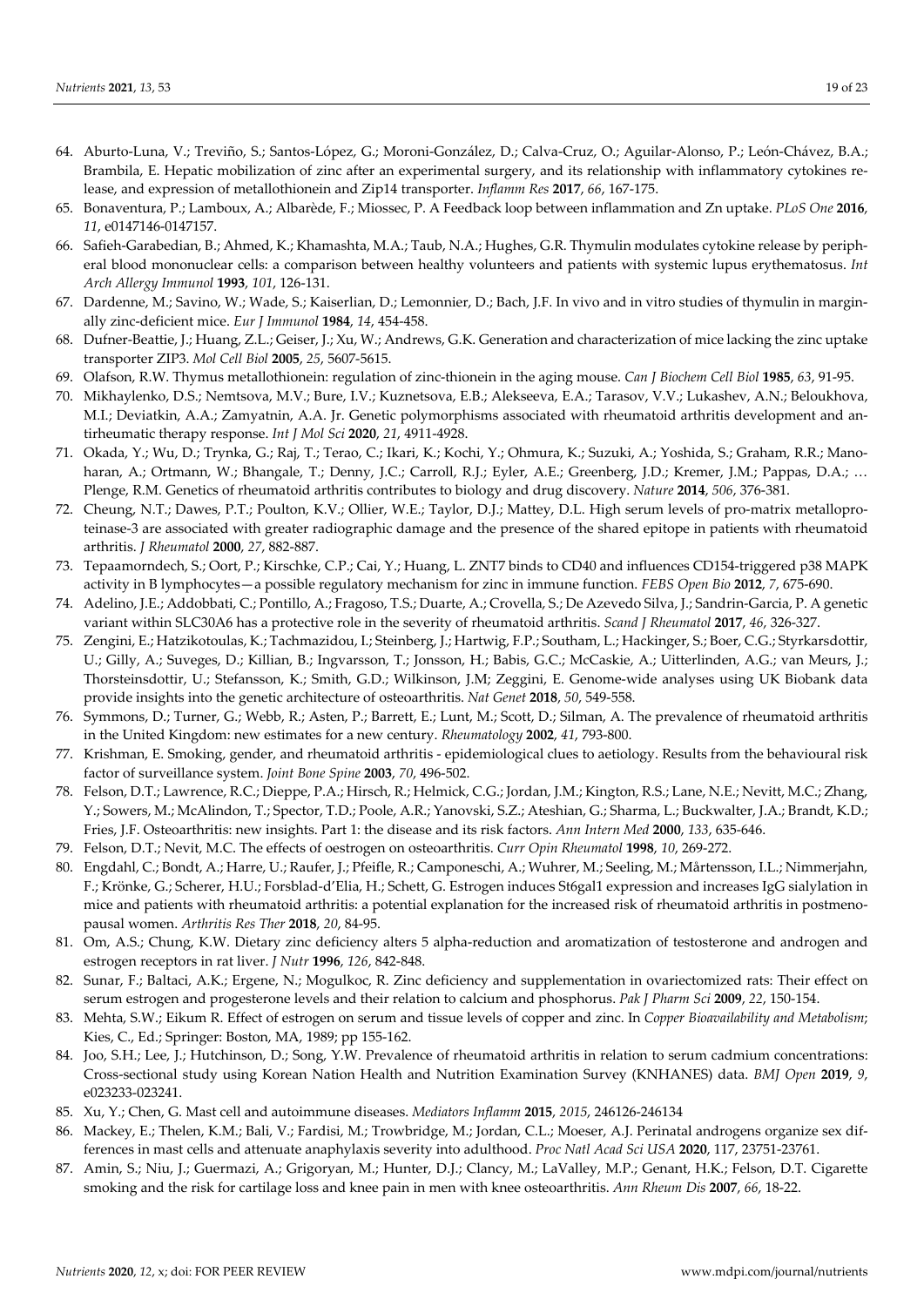64. Aburto-Luna, V.; Treviño, S.; Santos-López, G.; Moroni-González, D.; Calva-Cruz, O.; Aguilar-Alonso, P.; León-Chávez, B.A.; Brambila, E. Hepatic mobilization of zinc after an experimental surgery, and its relationship with inflammatory cytokines release, and expression of metallothionein and Zip14 transporter. *Inflamm Res* **2017**, *66*, 167-175.
65. Bonaventura, P.; Lamboux, A.; Albarède, F.; Miossec, P. A Feedback loop between inflammation and Zn uptake. *PLoS One* **2016**, *11*, e0147146-0147157.
66. Safieh-Garabedian, B.; Ahmed, K.; Khamashta, M.A.; Taub, N.A.; Hughes, G.R. Thymulin modulates cytokine release by peripheral blood mononuclear cells: a comparison between healthy volunteers and patients with systemic lupus erythematosus. *Int Arch Allergy Immunol* **1993**, *101*, 126-131.
67. Dardenne, M.; Savino, W.; Wade, S.; Kaiserlian, D.; Lemonnier, D.; Bach, J.F. In vivo and in vitro studies of thymulin in marginally zinc-deficient mice. *Eur J Immunol* **1984**, *14*, 454-458.
68. Dufner-Beattie, J.; Huang, Z.L.; Geiser, J.; Xu, W.; Andrews, G.K. Generation and characterization of mice lacking the zinc uptake transporter ZIP3. *Mol Cell Biol* **2005**, *25*, 5607-5615.
69. Olafson, R.W. Thymus metallothionein: regulation of zinc-thionein in the aging mouse. *Can J Biochem Cell Biol* **1985**, *63*, 91-95.
70. Mikhaylenko, D.S.; Nemtsova, M.V.; Bure, I.V.; Kuznetsova, E.B.; Alekseeva, E.A.; Tarasov, V.V.; Lukashev, A.N.; Beloukhova, M.I.; Deviatkin, A.A.; Zamyatnin, A.A. Jr. Genetic polymorphisms associated with rheumatoid arthritis development and antirheumatic therapy response. *Int J Mol Sci* **2020**, *21*, 4911-4928.
71. Okada, Y.; Wu, D.; Trynka, G.; Raj, T.; Terao, C.; Ikari, K.; Kochi, Y.; Ohmura, K.; Suzuki, A.; Yoshida, S.; Graham, R.R.; Manoharan, A.; Ortmann, W.; Bhangale, T.; Denny, J.C.; Carroll, R.J.; Eyler, A.E.; Greenberg, J.D.; Kremer, J.M.; Pappas, D.A.; … Plenge, R.M. Genetics of rheumatoid arthritis contributes to biology and drug discovery. *Nature* **2014**, *506*, 376-381.
72. Cheung, N.T.; Dawes, P.T.; Poulton, K.V.; Ollier, W.E.; Taylor, D.J.; Mattey, D.L. High serum levels of pro-matrix metalloproteinase-3 are associated with greater radiographic damage and the presence of the shared epitope in patients with rheumatoid arthritis. *J Rheumatol* **2000**, *27*, 882-887.
73. Tepaamorndech, S.; Oort, P.; Kirschke, C.P.; Cai, Y.; Huang, L. ZNT7 binds to CD40 and influences CD154-triggered p38 MAPK activity in B lymphocytes—a possible regulatory mechanism for zinc in immune function. *FEBS Open Bio* **2012**, *7*, 675-690.
74. Adelino, J.E.; Addobbati, C.; Pontillo, A.; Fragoso, T.S.; Duarte, A.; Crovella, S.; De Azevedo Silva, J.; Sandrin-Garcia, P. A genetic variant within SLC30A6 has a protective role in the severity of rheumatoid arthritis. *Scand J Rheumatol* **2017**, *46*, 326-327.
75. Zengini, E.; Hatzikotoulas, K.; Tachmazidou, I.; Steinberg, J.; Hartwig, F.P.; Southam, L.; Hackinger, S.; Boer, C.G.; Styrkarsdottir, U.; Gilly, A.; Suveges, D.; Killian, B.; Ingvarsson, T.; Jonsson, H.; Babis, G.C.; McCaskie, A.; Uitterlinden, A.G.; van Meurs, J.; Thorsteinsdottir, U.; Stefansson, K.; Smith, G.D.; Wilkinson, J.M; Zeggini, E. Genome-wide analyses using UK Biobank data provide insights into the genetic architecture of osteoarthritis. *Nat Genet* **2018**, *50*, 549-558.
76. Symmons, D.; Turner, G.; Webb, R.; Asten, P.; Barrett, E.; Lunt, M.; Scott, D.; Silman, A. The prevalence of rheumatoid arthritis in the United Kingdom: new estimates for a new century. *Rheumatology* **2002**, *41*, 793-800.
77. Krishman, E. Smoking, gender, and rheumatoid arthritis - epidemiological clues to aetiology. Results from the behavioural risk factor of surveillance system. *Joint Bone Spine* **2003**, *70*, 496-502.
78. Felson, D.T.; Lawrence, R.C.; Dieppe, P.A.; Hirsch, R.; Helmick, C.G.; Jordan, J.M.; Kington, R.S.; Lane, N.E.; Nevitt, M.C.; Zhang, Y.; Sowers, M.; McAlindon, T.; Spector, T.D.; Poole, A.R.; Yanovski, S.Z.; Ateshian, G.; Sharma, L.; Buckwalter, J.A.; Brandt, K.D.; Fries, J.F. Osteoarthritis: new insights. Part 1: the disease and its risk factors. *Ann Intern Med* **2000**, *133*, 635-646.
79. Felson, D.T.; Nevit, M.C. The effects of oestrogen on osteoarthritis. *Curr Opin Rheumatol* **1998**, *10*, 269-272.
80. Engdahl, C.; Bondt, A.; Harre, U.; Raufer, J.; Pfeifle, R.; Camponeschi, A.; Wuhrer, M.; Seeling, M.; Mårtensson, I.L.; Nimmerjahn, F.; Krönke, G.; Scherer, H.U.; Forsblad-d'Elia, H.; Schett, G. Estrogen induces St6gal1 expression and increases IgG sialylation in mice and patients with rheumatoid arthritis: a potential explanation for the increased risk of rheumatoid arthritis in postmenopausal women. *Arthritis Res Ther* **2018**, *20*, 84-95.
81. Om, A.S.; Chung, K.W. Dietary zinc deficiency alters 5 alpha-reduction and aromatization of testosterone and androgen and estrogen receptors in rat liver. *J Nutr* **1996**, *126*, 842-848.
82. Sunar, F.; Baltaci, A.K.; Ergene, N.; Mogulkoc, R. Zinc deficiency and supplementation in ovariectomized rats: Their effect on serum estrogen and progesterone levels and their relation to calcium and phosphorus. *Pak J Pharm Sci* **2009**, *22*, 150-154.
83. Mehta, S.W.; Eikum R. Effect of estrogen on serum and tissue levels of copper and zinc. In *Copper Bioavailability and Metabolism*; Kies, C., Ed.; Springer: Boston, MA, 1989; pp 155-162.
84. Joo, S.H.; Lee, J.; Hutchinson, D.; Song, Y.W. Prevalence of rheumatoid arthritis in relation to serum cadmium concentrations: Cross-sectional study using Korean Nation Health and Nutrition Examination Survey (KNHANES) data. *BMJ Open* **2019**, *9*, e023233-023241.
85. Xu, Y.; Chen, G. Mast cell and autoimmune diseases. *Mediators Inflamm* **2015**, *2015*, 246126-246134
86. Mackey, E.; Thelen, K.M.; Bali, V.; Fardisi, M.; Trowbridge, M.; Jordan, C.L.; Moeser, A.J. Perinatal androgens organize sex differences in mast cells and attenuate anaphylaxis severity into adulthood. *Proc Natl Acad Sci USA* **2020**, 117, 23751-23761.
87. Amin, S.; Niu, J.; Guermazi, A.; Grigoryan, M.; Hunter, D.J.; Clancy, M.; LaValley, M.P.; Genant, H.K.; Felson, D.T. Cigarette smoking and the risk for cartilage loss and knee pain in men with knee osteoarthritis. *Ann Rheum Dis* **2007**, *66*, 18-22.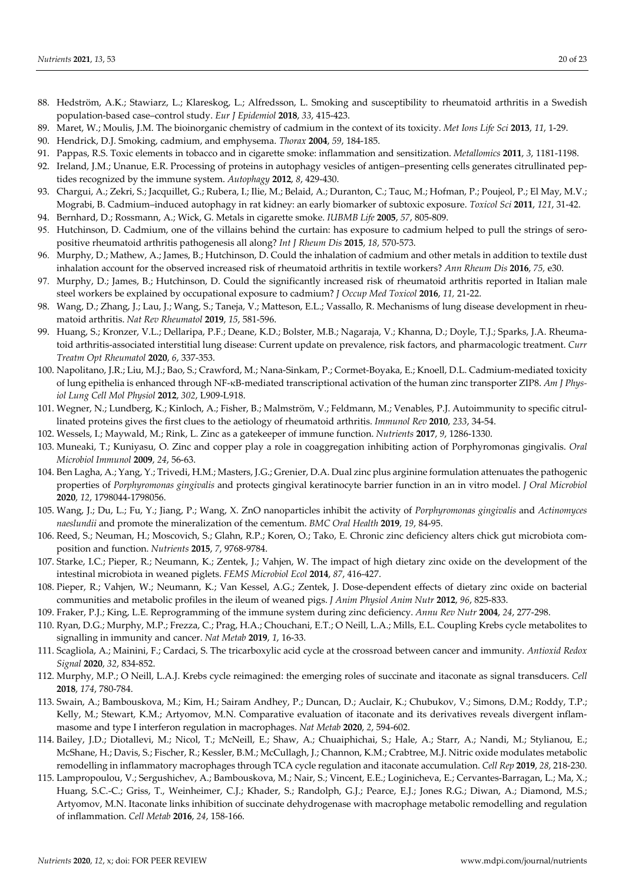88. Hedström, A.K.; Stawiarz, L.; Klareskog, L.; Alfredsson, L. Smoking and susceptibility to rheumatoid arthritis in a Swedish population-based case–control study. *Eur J Epidemiol* **2018**, *33*, 415-423.
89. Maret, W.; Moulis, J.M. The bioinorganic chemistry of cadmium in the context of its toxicity. *Met Ions Life Sci* **2013**, *11*, 1-29.
90. Hendrick, D.J. Smoking, cadmium, and emphysema. *Thorax* **2004**, *59*, 184-185.
91. Pappas, R.S. Toxic elements in tobacco and in cigarette smoke: inflammation and sensitization. *Metallomics* **2011**, *3*, 1181-1198.
92. Ireland, J.M.; Unanue, E.R. Processing of proteins in autophagy vesicles of antigen–presenting cells generates citrullinated peptides recognized by the immune system. *Autophagy* **2012**, *8*, 429-430.
93. Chargui, A.; Zekri, S.; Jacquillet, G.; Rubera, I.; Ilie, M.; Belaid, A.; Duranton, C.; Tauc, M.; Hofman, P.; Poujeol, P.; El May, M.V.; Mograbi, B. Cadmium–induced autophagy in rat kidney: an early biomarker of subtoxic exposure. *Toxicol Sci* **2011**, *121*, 31-42.
94. Bernhard, D.; Rossmann, A.; Wick, G. Metals in cigarette smoke. *IUBMB Life* **2005**, *57*, 805-809.
95. Hutchinson, D. Cadmium, one of the villains behind the curtain: has exposure to cadmium helped to pull the strings of seropositive rheumatoid arthritis pathogenesis all along? *Int J Rheum Dis* **2015**, *18*, 570-573.
96. Murphy, D.; Mathew, A.; James, B.; Hutchinson, D. Could the inhalation of cadmium and other metals in addition to textile dust inhalation account for the observed increased risk of rheumatoid arthritis in textile workers? *Ann Rheum Dis* **2016**, *75,* e30.
97. Murphy, D.; James, B.; Hutchinson, D. Could the significantly increased risk of rheumatoid arthritis reported in Italian male steel workers be explained by occupational exposure to cadmium? *J Occup Med Toxicol* **2016**, *11,* 21-22.
98. Wang, D.; Zhang, J.; Lau, J.; Wang, S.; Taneja, V.; Matteson, E.L.; Vassallo, R. Mechanisms of lung disease development in rheumatoid arthritis. *Nat Rev Rheumatol* **2019**, *15*, 581-596.
99. Huang, S.; Kronzer, V.L.; Dellaripa, P.F.; Deane, K.D.; Bolster, M.B.; Nagaraja, V.; Khanna, D.; Doyle, T.J.; Sparks, J.A. Rheumatoid arthritis-associated interstitial lung disease: Current update on prevalence, risk factors, and pharmacologic treatment. *Curr Treatm Opt Rheumatol* **2020**, *6*, 337-353.
100. Napolitano, J.R.; Liu, M.J.; Bao, S.; Crawford, M.; Nana-Sinkam, P.; Cormet-Boyaka, E.; Knoell, D.L. Cadmium-mediated toxicity of lung epithelia is enhanced through NF-κB-mediated transcriptional activation of the human zinc transporter ZIP8. *Am J Physiol Lung Cell Mol Physiol* **2012**, *302*, L909-L918.
101. Wegner, N.; Lundberg, K.; Kinloch, A.; Fisher, B.; Malmström, V.; Feldmann, M.; Venables, P.J. Autoimmunity to specific citrullinated proteins gives the first clues to the aetiology of rheumatoid arthritis. *Immunol Rev* **2010**, *233*, 34-54.
102. Wessels, I.; Maywald, M.; Rink, L. Zinc as a gatekeeper of immune function. *Nutrients* **2017**, *9*, 1286-1330.
103. Muneaki, T.; Kuniyasu, O. Zinc and copper play a role in coaggregation inhibiting action of Porphyromonas gingivalis. *Oral Microbiol Immunol* **2009**, *24*, 56-63.
104. Ben Lagha, A.; Yang, Y.; Trivedi, H.M.; Masters, J.G.; Grenier, D.A. Dual zinc plus arginine formulation attenuates the pathogenic properties of *Porphyromonas gingivalis* and protects gingival keratinocyte barrier function in an in vitro model. *J Oral Microbiol* **2020**, *12*, 1798044-1798056.
105. Wang, J.; Du, L.; Fu, Y.; Jiang, P.; Wang, X. ZnO nanoparticles inhibit the activity of *Porphyromonas gingivalis* and *Actinomyces naeslundii* and promote the mineralization of the cementum. *BMC Oral Health* **2019**, *19*, 84-95.
106. Reed, S.; Neuman, H.; Moscovich, S.; Glahn, R.P.; Koren, O.; Tako, E. Chronic zinc deficiency alters chick gut microbiota composition and function. *Nutrients* **2015**, *7*, 9768-9784.
107. Starke, I.C.; Pieper, R.; Neumann, K.; Zentek, J.; Vahjen, W. The impact of high dietary zinc oxide on the development of the intestinal microbiota in weaned piglets. *FEMS Microbiol Ecol* **2014**, *87*, 416-427.
108. Pieper, R.; Vahjen, W.; Neumann, K.; Van Kessel, A.G.; Zentek, J. Dose-dependent effects of dietary zinc oxide on bacterial communities and metabolic profiles in the ileum of weaned pigs. *J Anim Physiol Anim Nutr* **2012**, *96*, 825-833.
109. Fraker, P.J.; King, L.E. Reprogramming of the immune system during zinc deficiency. *Annu Rev Nutr* **2004**, *24*, 277-298.
110. Ryan, D.G.; Murphy, M.P.; Frezza, C.; Prag, H.A.; Chouchani, E.T.; O Neill, L.A.; Mills, E.L. Coupling Krebs cycle metabolites to signalling in immunity and cancer. *Nat Metab* **2019**, *1*, 16-33.
111. Scagliola, A.; Mainini, F.; Cardaci, S. The tricarboxylic acid cycle at the crossroad between cancer and immunity. *Antioxid Redox Signal* **2020**, *32*, 834-852.
112. Murphy, M.P.; O Neill, L.A.J. Krebs cycle reimagined: the emerging roles of succinate and itaconate as signal transducers. *Cell* **2018**, *174*, 780-784.
113. Swain, A.; Bambouskova, M.; Kim, H.; Sairam Andhey, P.; Duncan, D.; Auclair, K.; Chubukov, V.; Simons, D.M.; Roddy, T.P.; Kelly, M.; Stewart, K.M.; Artyomov, M.N. Comparative evaluation of itaconate and its derivatives reveals divergent inflammasome and type I interferon regulation in macrophages. *Nat Metab* **2020**, *2*, 594-602.
114. Bailey, J.D.; Diotallevi, M.; Nicol, T.; McNeill, E.; Shaw, A.; Chuaiphichai, S.; Hale, A.; Starr, A.; Nandi, M.; Stylianou, E.; McShane, H.; Davis, S.; Fischer, R.; Kessler, B.M.; McCullagh, J.; Channon, K.M.; Crabtree, M.J. Nitric oxide modulates metabolic remodelling in inflammatory macrophages through TCA cycle regulation and itaconate accumulation. *Cell Rep* **2019**, *28*, 218-230.
115. Lampropoulou, V.; Sergushichev, A.; Bambouskova, M.; Nair, S.; Vincent, E.E.; Loginicheva, E.; Cervantes-Barragan, L.; Ma, X.; Huang, S.C.-C.; Griss, T.; Weinheimer, C.J.; Khader, S.; Randolph, G.J.; Pearce, E.J.; Jones R.G.; Diwan, A.; Diamond, M.S.; Artyomov, M.N. Itaconate links inhibition of succinate dehydrogenase with macrophage metabolic remodelling and regulation of inflammation. *Cell Metab* **2016**, *24*, 158-166.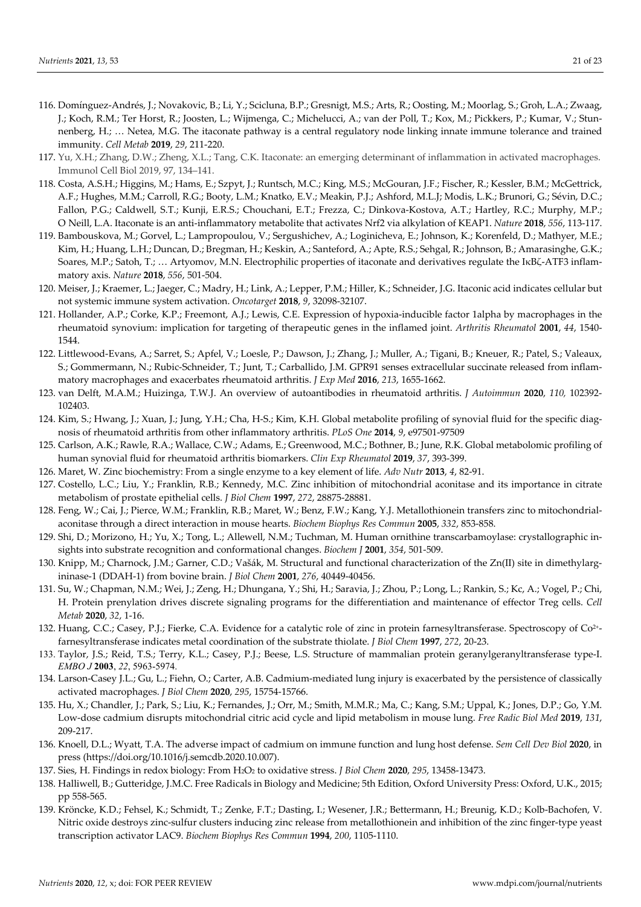116. Domínguez-Andrés, J.; Novakovic, B.; Li, Y.; Scicluna, B.P.; Gresnigt, M.S.; Arts, R.; Oosting, M.; Moorlag, S.; Groh, L.A.; Zwaag, J.; Koch, R.M.; Ter Horst, R.; Joosten, L.; Wijmenga, C.; Michelucci, A.; van der Poll, T.; Kox, M.; Pickkers, P.; Kumar, V.; Stunnenberg, H.; … Netea, M.G. The itaconate pathway is a central regulatory node linking innate immune tolerance and trained immunity. *Cell Metab* **2019**, *29*, 211-220.
117. Yu, X.H.; Zhang, D.W.; Zheng, X.L.; Tang, C.K. Itaconate: an emerging determinant of inflammation in activated macrophages. Immunol Cell Biol 2019, 97, 134–141.
118. Costa, A.S.H.; Higgins, M.; Hams, E.; Szpyt, J.; Runtsch, M.C.; King, M.S.; McGouran, J.F.; Fischer, R.; Kessler, B.M.; McGettrick, A.F.; Hughes, M.M.; Carroll, R.G.; Booty, L.M.; Knatko, E.V.; Meakin, P.J.; Ashford, M.L.J; Modis, L.K.; Brunori, G.; Sévin, D.C.; Fallon, P.G.; Caldwell, S.T.; Kunji, E.R.S.; Chouchani, E.T.; Frezza, C.; Dinkova-Kostova, A.T.; Hartley, R.C.; Murphy, M.P.; O Neill, L.A. Itaconate is an anti-inflammatory metabolite that activates Nrf2 via alkylation of KEAP1. *Nature* **2018**, *556*, 113-117.
119. Bambouskova, M.; Gorvel, L.; Lampropoulou, V.; Sergushichev, A.; Loginicheva, E.; Johnson, K.; Korenfeld, D.; Mathyer, M.E.; Kim, H.; Huang, L.H.; Duncan, D.; Bregman, H.; Keskin, A.; Santeford, A.; Apte, R.S.; Sehgal, R.; Johnson, B.; Amarasinghe, G.K.; Soares, M.P.; Satoh, T.; … Artyomov, M.N. Electrophilic properties of itaconate and derivatives regulate the IκBζ-ATF3 inflammatory axis. *Nature* **2018**, *556*, 501-504.
120. Meiser, J.; Kraemer, L.; Jaeger, C.; Madry, H.; Link, A.; Lepper, P.M.; Hiller, K.; Schneider, J.G. Itaconic acid indicates cellular but not systemic immune system activation. *Oncotarget* **2018**, *9*, 32098-32107.
121. Hollander, A.P.; Corke, K.P.; Freemont, A.J.; Lewis, C.E. Expression of hypoxia-inducible factor 1alpha by macrophages in the rheumatoid synovium: implication for targeting of therapeutic genes in the inflamed joint. *Arthritis Rheumatol* **2001**, *44*, 1540-1544.
122. Littlewood-Evans, A.; Sarret, S.; Apfel, V.; Loesle, P.; Dawson, J.; Zhang, J.; Muller, A.; Tigani, B.; Kneuer, R.; Patel, S.; Valeaux, S.; Gommermann, N.; Rubic-Schneider, T.; Junt, T.; Carballido, J.M. GPR91 senses extracellular succinate released from inflammatory macrophages and exacerbates rheumatoid arthritis. *J Exp Med* **2016**, *213*, 1655-1662.
123. van Delft, M.A.M.; Huizinga, T.W.J. An overview of autoantibodies in rheumatoid arthritis. *J Autoimmun* **2020**, *110,* 102392-102403.
124. Kim, S.; Hwang, J.; Xuan, J.; Jung, Y.H.; Cha, H-S.; Kim, K.H. Global metabolite profiling of synovial fluid for the specific diagnosis of rheumatoid arthritis from other inflammatory arthritis. *PLoS One* **2014**, *9*, e97501-97509
125. Carlson, A.K.; Rawle, R.A.; Wallace, C.W.; Adams, E.; Greenwood, M.C.; Bothner, B.; June, R.K. Global metabolomic profiling of human synovial fluid for rheumatoid arthritis biomarkers. *Clin Exp Rheumatol* **2019**, *37*, 393-399.
126. Maret, W. Zinc biochemistry: From a single enzyme to a key element of life. *Adv Nutr* **2013**, *4*, 82-91.
127. Costello, L.C.; Liu, Y.; Franklin, R.B.; Kennedy, M.C. Zinc inhibition of mitochondrial aconitase and its importance in citrate metabolism of prostate epithelial cells. *J Biol Chem* **1997**, *272*, 28875-28881.
128. Feng, W.; Cai, J.; Pierce, W.M.; Franklin, R.B.; Maret, W.; Benz, F.W.; Kang, Y.J. Metallothionein transfers zinc to mitochondrial-aconitase through a direct interaction in mouse hearts. *Biochem Biophys Res Commun* **2005**, *332*, 853-858.
129. Shi, D.; Morizono, H.; Yu, X.; Tong, L.; Allewell, N.M.; Tuchman, M. Human ornithine transcarbamoylase: crystallographic insights into substrate recognition and conformational changes. *Biochem J* **2001**, *354*, 501-509.
130. Knipp, M.; Charnock, J.M.; Garner, C.D.; Vašák, M. Structural and functional characterization of the Zn(II) site in dimethylarginase-1 (DDAH-1) from bovine brain. *J Biol Chem* **2001**, *276*, 40449-40456.
131. Su, W.; Chapman, N.M.; Wei, J.; Zeng, H.; Dhungana, Y.; Shi, H.; Saravia, J.; Zhou, P.; Long, L.; Rankin, S.; Kc, A.; Vogel, P.; Chi, H. Protein prenylation drives discrete signaling programs for the differentiation and maintenance of effector Treg cells. *Cell Metab* **2020**, *32*, 1-16.
132. Huang, C.C.; Casey, P.J.; Fierke, C.A. Evidence for a catalytic role of zinc in protein farnesyltransferase. Spectroscopy of $Co^{2+}$-farnesyltransferase indicates metal coordination of the substrate thiolate. *J Biol Chem* **1997**, *272*, 20-23.
133. Taylor, J.S.; Reid, T.S.; Terry, K.L.; Casey, P.J.; Beese, L.S. Structure of mammalian protein geranylgeranyltransferase type-I. *EMBO J* **2003**, *22*, 5963-5974.
134. Larson-Casey J.L.; Gu, L.; Fiehn, O.; Carter, A.B. Cadmium-mediated lung injury is exacerbated by the persistence of classically activated macrophages. *J Biol Chem* **2020**, *295*, 15754-15766.
135. Hu, X.; Chandler, J.; Park, S.; Liu, K.; Fernandes, J.; Orr, M.; Smith, M.M.R.; Ma, C.; Kang, S.M.; Uppal, K.; Jones, D.P.; Go, Y.M. Low-dose cadmium disrupts mitochondrial citric acid cycle and lipid metabolism in mouse lung. *Free Radic Biol Med* **2019**, *131*, 209-217.
136. Knoell, D.L.; Wyatt, T.A. The adverse impact of cadmium on immune function and lung host defense. *Sem Cell Dev Biol* **2020**, in press (https://doi.org/10.1016/j.semcdb.2020.10.007).
137. Sies, H. Findings in redox biology: From $H_2O_2$ to oxidative stress. *J Biol Chem* **2020**, *295*, 13458-13473.
138. Halliwell, B.; Gutteridge, J.M.C. Free Radicals in Biology and Medicine; 5th Edition, Oxford University Press: Oxford, U.K., 2015; pp 558-565.
139. Kröncke, K.D.; Fehsel, K.; Schmidt, T.; Zenke, F.T.; Dasting, I.; Wesener, J.R.; Bettermann, H.; Breunig, K.D.; Kolb-Bachofen, V. Nitric oxide destroys zinc-sulfur clusters inducing zinc release from metallothionein and inhibition of the zinc finger-type yeast transcription activator LAC9. *Biochem Biophys Res Commun* **1994**, *200*, 1105-1110.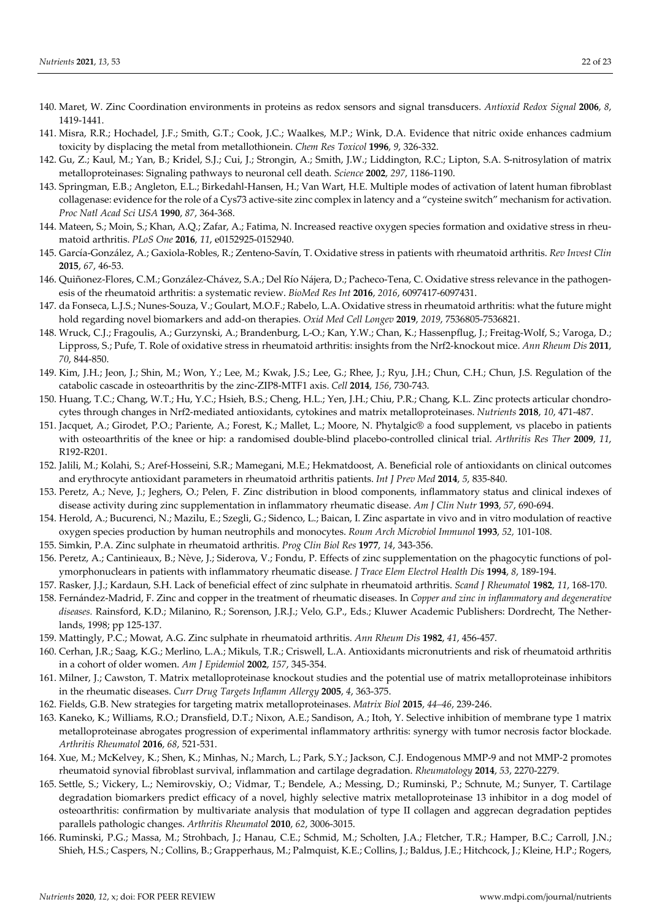140. Maret, W. Zinc Coordination environments in proteins as redox sensors and signal transducers. *Antioxid Redox Signal* **2006**, *8*, 1419-1441.
141. Misra, R.R.; Hochadel, J.F.; Smith, G.T.; Cook, J.C.; Waalkes, M.P.; Wink, D.A. Evidence that nitric oxide enhances cadmium toxicity by displacing the metal from metallothionein. *Chem Res Toxicol* **1996**, *9*, 326-332.
142. Gu, Z.; Kaul, M.; Yan, B.; Kridel, S.J.; Cui, J.; Strongin, A.; Smith, J.W.; Liddington, R.C.; Lipton, S.A. S-nitrosylation of matrix metalloproteinases: Signaling pathways to neuronal cell death. *Science* **2002**, *297*, 1186-1190.
143. Springman, E.B.; Angleton, E.L.; Birkedahl-Hansen, H.; Van Wart, H.E. Multiple modes of activation of latent human fibroblast collagenase: evidence for the role of a Cys73 active-site zinc complex in latency and a "cysteine switch" mechanism for activation. *Proc Natl Acad Sci USA* **1990**, *87*, 364-368.
144. Mateen, S.; Moin, S.; Khan, A.Q.; Zafar, A.; Fatima, N. Increased reactive oxygen species formation and oxidative stress in rheumatoid arthritis. *PLoS One* **2016**, *11*, e0152925-0152940.
145. García-González, A.; Gaxiola-Robles, R.; Zenteno-Savín, T. Oxidative stress in patients with rheumatoid arthritis. *Rev Invest Clin* **2015**, *67*, 46-53.
146. Quiñonez-Flores, C.M.; González-Chávez, S.A.; Del Río Nájera, D.; Pacheco-Tena, C. Oxidative stress relevance in the pathogenesis of the rheumatoid arthritis: a systematic review. *BioMed Res Int* **2016**, *2016*, 6097417-6097431.
147. da Fonseca, L.J.S.; Nunes-Souza, V.; Goulart, M.O.F.; Rabelo, L.A. Oxidative stress in rheumatoid arthritis: what the future might hold regarding novel biomarkers and add-on therapies. *Oxid Med Cell Longev* **2019**, *2019*, 7536805-7536821.
148. Wruck, C.J.; Fragoulis, A.; Gurzynski, A.; Brandenburg, L-O.; Kan, Y.W.; Chan, K.; Hassenpflug, J.; Freitag-Wolf, S.; Varoga, D.; Lippross, S.; Pufe, T. Role of oxidative stress in rheumatoid arthritis: insights from the Nrf2-knockout mice. *Ann Rheum Dis* **2011**, *70*, 844-850.
149. Kim, J.H.; Jeon, J.; Shin, M.; Won, Y.; Lee, M.; Kwak, J.S.; Lee, G.; Rhee, J.; Ryu, J.H.; Chun, C.H.; Chun, J.S. Regulation of the catabolic cascade in osteoarthritis by the zinc-ZIP8-MTF1 axis. *Cell* **2014**, *156*, 730-743.
150. Huang, T.C.; Chang, W.T.; Hu, Y.C.; Hsieh, B.S.; Cheng, H.L.; Yen, J.H.; Chiu, P.R.; Chang, K.L. Zinc protects articular chondrocytes through changes in Nrf2-mediated antioxidants, cytokines and matrix metalloproteinases. *Nutrients* **2018**, *10*, 471-487.
151. Jacquet, A.; Girodet, P.O.; Pariente, A.; Forest, K.; Mallet, L.; Moore, N. Phytalgic® a food supplement, vs placebo in patients with osteoarthritis of the knee or hip: a randomised double-blind placebo-controlled clinical trial. *Arthritis Res Ther* **2009**, *11*, R192-R201.
152. Jalili, M.; Kolahi, S.; Aref-Hosseini, S.R.; Mamegani, M.E.; Hekmatdoost, A. Beneficial role of antioxidants on clinical outcomes and erythrocyte antioxidant parameters in rheumatoid arthritis patients. *Int J Prev Med* **2014**, *5*, 835-840.
153. Peretz, A.; Neve, J.; Jeghers, O.; Pelen, F. Zinc distribution in blood components, inflammatory status and clinical indexes of disease activity during zinc supplementation in inflammatory rheumatic disease. *Am J Clin Nutr* **1993**, *57*, 690-694.
154. Herold, A.; Bucurenci, N.; Mazilu, E.; Szegli, G.; Sidenco, L.; Baican, I. Zinc aspartate in vivo and in vitro modulation of reactive oxygen species production by human neutrophils and monocytes. *Roum Arch Microbiol Immunol* **1993**, *52*, 101-108.
155. Simkin, P.A. Zinc sulphate in rheumatoid arthritis. *Prog Clin Biol Res* **1977**, *14*, 343-356.
156. Peretz, A.; Cantinieaux, B.; Nève, J.; Siderova, V.; Fondu, P. Effects of zinc supplementation on the phagocytic functions of polymorphonuclears in patients with inflammatory rheumatic disease. *J Trace Elem Electrol Health Dis* **1994**, *8*, 189-194.
157. Rasker, J.J.; Kardaun, S.H. Lack of beneficial effect of zinc sulphate in rheumatoid arthritis. *Scand J Rheumatol* **1982**, *11*, 168-170.
158. Fernández-Madrid, F. Zinc and copper in the treatment of rheumatic diseases. In *Copper and zinc in inflammatory and degenerative diseases.* Rainsford, K.D.; Milanino, R.; Sorenson, J.R.J.; Velo, G.P., Eds.; Kluwer Academic Publishers: Dordrecht, The Netherlands, 1998; pp 125-137.
159. Mattingly, P.C.; Mowat, A.G. Zinc sulphate in rheumatoid arthritis. *Ann Rheum Dis* **1982**, *41*, 456-457.
160. Cerhan, J.R.; Saag, K.G.; Merlino, L.A.; Mikuls, T.R.; Criswell, L.A. Antioxidants micronutrients and risk of rheumatoid arthritis in a cohort of older women. *Am J Epidemiol* **2002**, *157*, 345-354.
161. Milner, J.; Cawston, T. Matrix metalloproteinase knockout studies and the potential use of matrix metalloproteinase inhibitors in the rheumatic diseases. *Curr Drug Targets Inflamm Allergy* **2005**, *4*, 363-375.
162. Fields, G.B. New strategies for targeting matrix metalloproteinases. *Matrix Biol* **2015**, *44–46*, 239-246.
163. Kaneko, K.; Williams, R.O.; Dransfield, D.T.; Nixon, A.E.; Sandison, A.; Itoh, Y. Selective inhibition of membrane type 1 matrix metalloproteinase abrogates progression of experimental inflammatory arthritis: synergy with tumor necrosis factor blockade. *Arthritis Rheumatol* **2016**, *68*, 521-531.
164. Xue, M.; McKelvey, K.; Shen, K.; Minhas, N.; March, L.; Park, S.Y.; Jackson, C.J. Endogenous MMP-9 and not MMP-2 promotes rheumatoid synovial fibroblast survival, inflammation and cartilage degradation. *Rheumatology* **2014**, *53*, 2270-2279.
165. Settle, S.; Vickery, L.; Nemirovskiy, O.; Vidmar, T.; Bendele, A.; Messing, D.; Ruminski, P.; Schnute, M.; Sunyer, T. Cartilage degradation biomarkers predict efficacy of a novel, highly selective matrix metalloproteinase 13 inhibitor in a dog model of osteoarthritis: confirmation by multivariate analysis that modulation of type II collagen and aggrecan degradation peptides parallels pathologic changes. *Arthritis Rheumatol* **2010**, *62*, 3006-3015.
166. Ruminski, P.G.; Massa, M.; Strohbach, J.; Hanau, C.E.; Schmid, M.; Scholten, J.A.; Fletcher, T.R.; Hamper, B.C.; Carroll, J.N.; Shieh, H.S.; Caspers, N.; Collins, B.; Grapperhaus, M.; Palmquist, K.E.; Collins, J.; Baldus, J.E.; Hitchcock, J.; Kleine, H.P.; Rogers,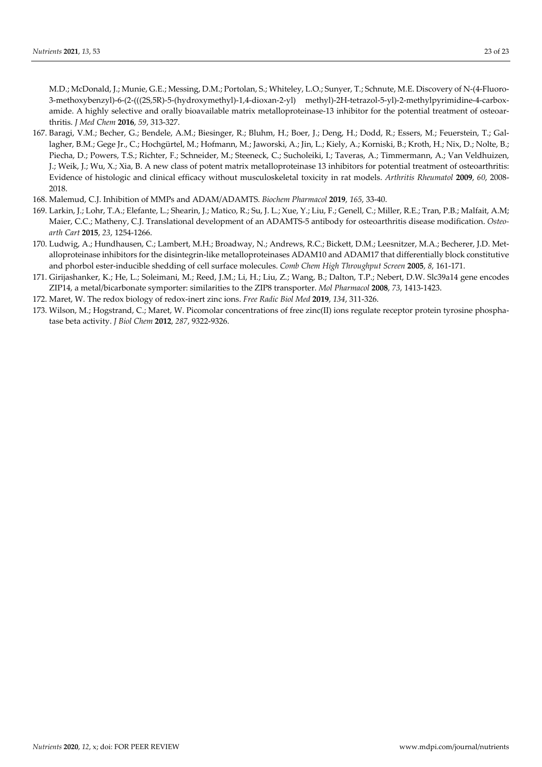M.D.; McDonald, J.; Munie, G.E.; Messing, D.M.; Portolan, S.; Whiteley, L.O.; Sunyer, T.; Schnute, M.E. Discovery of N-(4-Fluoro-3-methoxybenzyl)-6-(2-(((2S,5R)-5-(hydroxymethyl)-1,4-dioxan-2-yl) methyl)-2H-tetrazol-5-yl)-2-methylpyrimidine-4-carboxamide. A highly selective and orally bioavailable matrix metalloproteinase-13 inhibitor for the potential treatment of osteoarthritis. *J Med Chem* **2016**, *59*, 313-327.

167. Baragi, V.M.; Becher, G.; Bendele, A.M.; Biesinger, R.; Bluhm, H.; Boer, J.; Deng, H.; Dodd, R.; Essers, M.; Feuerstein, T.; Gallagher, B.M.; Gege Jr., C.; Hochgürtel, M.; Hofmann, M.; Jaworski, A.; Jin, L.; Kiely, A.; Korniski, B.; Kroth, H.; Nix, D.; Nolte, B.; Piecha, D.; Powers, T.S.; Richter, F.; Schneider, M.; Steeneck, C.; Sucholeiki, I.; Taveras, A.; Timmermann, A.; Van Veldhuizen, J.; Weik, J.; Wu, X.; Xia, B. A new class of potent matrix metalloproteinase 13 inhibitors for potential treatment of osteoarthritis: Evidence of histologic and clinical efficacy without musculoskeletal toxicity in rat models. *Arthritis Rheumatol* **2009**, *60*, 2008-2018.
168. Malemud, C.J. Inhibition of MMPs and ADAM/ADAMTS. *Biochem Pharmacol* **2019**, *165*, 33-40.
169. Larkin, J.; Lohr, T.A.; Elefante, L.; Shearin, J.; Matico, R.; Su, J. L.; Xue, Y.; Liu, F.; Genell, C.; Miller, R.E.; Tran, P.B.; Malfait, A.M; Maier, C.C.; Matheny, C.J. Translational development of an ADAMTS-5 antibody for osteoarthritis disease modification. *Osteoarth Cart* **2015**, *23*, 1254-1266.
170. Ludwig, A.; Hundhausen, C.; Lambert, M.H.; Broadway, N.; Andrews, R.C.; Bickett, D.M.; Leesnitzer, M.A.; Becherer, J.D. Metalloproteinase inhibitors for the disintegrin-like metalloproteinases ADAM10 and ADAM17 that differentially block constitutive and phorbol ester-inducible shedding of cell surface molecules. *Comb Chem High Throughput Screen* **2005**, *8*, 161-171.
171. Girijashanker, K.; He, L.; Soleimani, M.; Reed, J.M.; Li, H.; Liu, Z.; Wang, B.; Dalton, T.P.; Nebert, D.W. Slc39a14 gene encodes ZIP14, a metal/bicarbonate symporter: similarities to the ZIP8 transporter. *Mol Pharmacol* **2008**, *73*, 1413-1423.
172. Maret, W. The redox biology of redox-inert zinc ions. *Free Radic Biol Med* **2019**, *134*, 311-326.
173. Wilson, M.; Hogstrand, C.; Maret, W. Picomolar concentrations of free zinc(II) ions regulate receptor protein tyrosine phosphatase beta activity. *J Biol Chem* **2012**, *287*, 9322-9326.